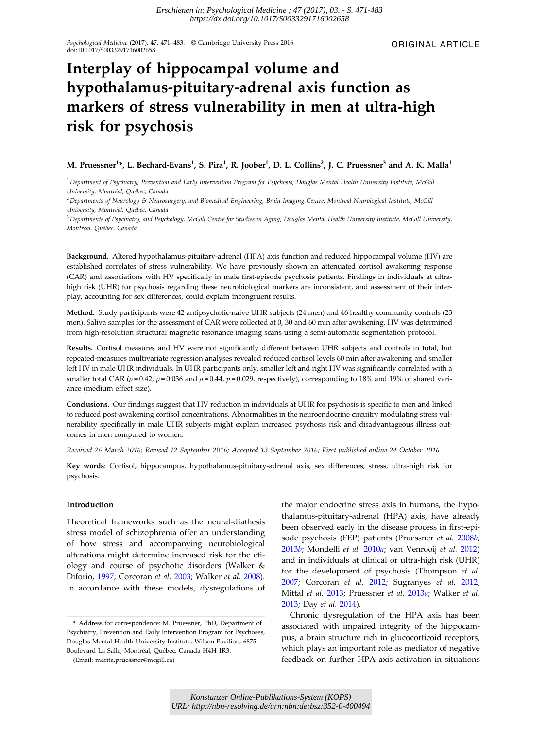*Erschienen in: Psychological Medicine ; 47 (2017), 03. - S. 471-483*
*https://dx.doi.org/10.1017/S0033291716002658*

*Psychological Medicine* (2017), **47**, 471–483. © Cambridge University Press 2016
doi:10.1017/S0033291716002658

ORIGINAL ARTICLE

# Interplay of hippocampal volume and hypothalamus-pituitary-adrenal axis function as markers of stress vulnerability in men at ultra-high risk for psychosis

**M. Pruessner[1]*, L. Bechard-Evans[1], S. Pira[1], R. Joober[1], D. L. Collins[2], J. C. Pruessner[3] and A. K. Malla[1]**

[1] *Department of Psychiatry, Prevention and Early Intervention Program for Psychosis, Douglas Mental Health University Institute, McGill University, Montréal, Québec, Canada*

[2] *Departments of Neurology & Neurosurgery, and Biomedical Engineering, Brain Imaging Centre, Montreal Neurological Institute, McGill University, Montréal, Québec, Canada*

[3] *Departments of Psychiatry, and Psychology, McGill Centre for Studies in Aging, Douglas Mental Health University Institute, McGill University, Montréal, Québec, Canada*

**Background.** Altered hypothalamus-pituitary-adrenal (HPA) axis function and reduced hippocampal volume (HV) are established correlates of stress vulnerability. We have previously shown an attenuated cortisol awakening response (CAR) and associations with HV specifically in male first-episode psychosis patients. Findings in individuals at ultra-high risk (UHR) for psychosis regarding these neurobiological markers are inconsistent, and assessment of their interplay, accounting for sex differences, could explain incongruent results.

**Method.** Study participants were 42 antipsychotic-naive UHR subjects (24 men) and 46 healthy community controls (23 men). Saliva samples for the assessment of CAR were collected at 0, 30 and 60 min after awakening. HV was determined from high-resolution structural magnetic resonance imaging scans using a semi-automatic segmentation protocol.

**Results.** Cortisol measures and HV were not significantly different between UHR subjects and controls in total, but repeated-measures multivariate regression analyses revealed reduced cortisol levels 60 min after awakening and smaller left HV in male UHR individuals. In UHR participants only, smaller left and right HV was significantly correlated with a smaller total CAR ($\rho = 0.42$, $p = 0.036$ and $\rho = 0.44$, $p = 0.029$, respectively), corresponding to 18% and 19% of shared variance (medium effect size).

**Conclusions.** Our findings suggest that HV reduction in individuals at UHR for psychosis is specific to men and linked to reduced post-awakening cortisol concentrations. Abnormalities in the neuroendocrine circuitry modulating stress vulnerability specifically in male UHR subjects might explain increased psychosis risk and disadvantageous illness outcomes in men compared to women.

*Received 26 March 2016; Revised 12 September 2016; Accepted 13 September 2016; First published online 24 October 2016*

**Key words**: Cortisol, hippocampus, hypothalamus-pituitary-adrenal axis, sex differences, stress, ultra-high risk for psychosis.

## Introduction

Theoretical frameworks such as the neural-diathesis stress model of schizophrenia offer an understanding of how stress and accompanying neurobiological alterations might determine increased risk for the etiology and course of psychotic disorders (Walker & Diforio, 1997; Corcoran *et al.* 2003; Walker *et al.* 2008). In accordance with these models, dysregulations of the major endocrine stress axis in humans, the hypothalamus-pituitary-adrenal (HPA) axis, have already been observed early in the disease process in first-episode psychosis (FEP) patients (Pruessner *et al.* 2008*b*, 2013*b*; Mondelli *et al.* 2010*a*; van Venrooij *et al.* 2012) and in individuals at clinical or ultra-high risk (UHR) for the development of psychosis (Thompson *et al.* 2007; Corcoran *et al.* 2012; Sugranyes *et al.* 2012; Mittal *et al.* 2013; Pruessner *et al.* 2013*a*; Walker *et al.* 2013; Day *et al.* 2014).

Chronic dysregulation of the HPA axis has been associated with impaired integrity of the hippocampus, a brain structure rich in glucocorticoid receptors, which plays an important role as mediator of negative feedback on further HPA axis activation in situations

\* Address for correspondence: M. Pruessner, PhD, Department of Psychiatry, Prevention and Early Intervention Program for Psychoses, Douglas Mental Health University Institute, Wilson Pavilion, 6875 Boulevard La Salle, Montréal, Québec, Canada H4H 1R3.
(Email: marita.pruessner@mcgill.ca)

*Konstanzer Online-Publikations-System (KOPS)*
*URL: http://nbn-resolving.de/urn:nbn:de:bsz:352-0-400494*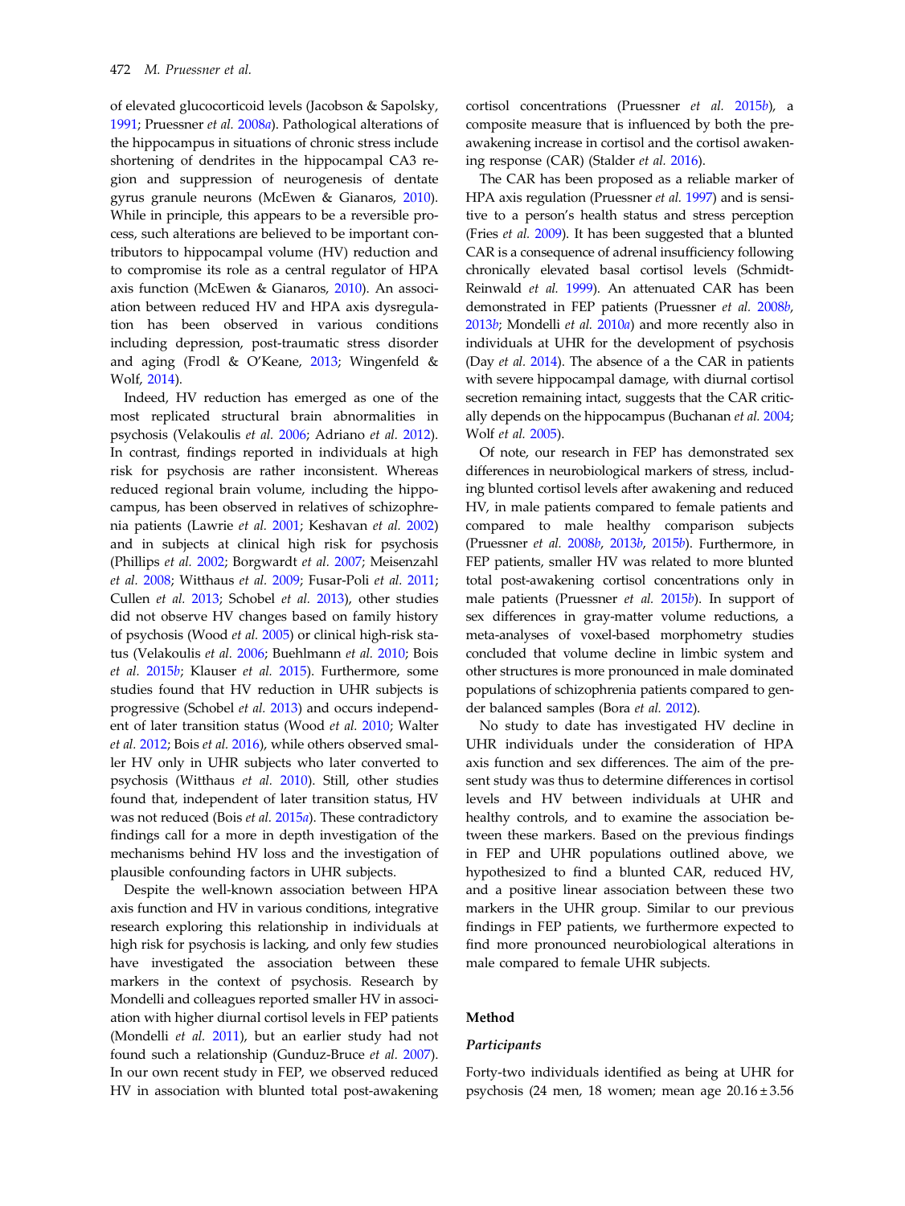of elevated glucocorticoid levels (Jacobson & Sapolsky, 1991; Pruessner *et al.* 2008*a*). Pathological alterations of the hippocampus in situations of chronic stress include shortening of dendrites in the hippocampal CA3 region and suppression of neurogenesis of dentate gyrus granule neurons (McEwen & Gianaros, 2010). While in principle, this appears to be a reversible process, such alterations are believed to be important contributors to hippocampal volume (HV) reduction and to compromise its role as a central regulator of HPA axis function (McEwen & Gianaros, 2010). An association between reduced HV and HPA axis dysregulation has been observed in various conditions including depression, post-traumatic stress disorder and aging (Frodl & O'Keane, 2013; Wingenfeld & Wolf, 2014).

Indeed, HV reduction has emerged as one of the most replicated structural brain abnormalities in psychosis (Velakoulis *et al.* 2006; Adriano *et al.* 2012). In contrast, findings reported in individuals at high risk for psychosis are rather inconsistent. Whereas reduced regional brain volume, including the hippocampus, has been observed in relatives of schizophrenia patients (Lawrie *et al.* 2001; Keshavan *et al.* 2002) and in subjects at clinical high risk for psychosis (Phillips *et al.* 2002; Borgwardt *et al.* 2007; Meisenzahl *et al.* 2008; Witthaus *et al.* 2009; Fusar-Poli *et al.* 2011; Cullen *et al.* 2013; Schobel *et al.* 2013), other studies did not observe HV changes based on family history of psychosis (Wood *et al.* 2005) or clinical high-risk status (Velakoulis *et al.* 2006; Buehlmann *et al.* 2010; Bois *et al.* 2015*b*; Klauser *et al.* 2015). Furthermore, some studies found that HV reduction in UHR subjects is progressive (Schobel *et al.* 2013) and occurs independent of later transition status (Wood *et al.* 2010; Walter *et al.* 2012; Bois *et al.* 2016), while others observed smaller HV only in UHR subjects who later converted to psychosis (Witthaus *et al.* 2010). Still, other studies found that, independent of later transition status, HV was not reduced (Bois *et al.* 2015*a*). These contradictory findings call for a more in depth investigation of the mechanisms behind HV loss and the investigation of plausible confounding factors in UHR subjects.

Despite the well-known association between HPA axis function and HV in various conditions, integrative research exploring this relationship in individuals at high risk for psychosis is lacking, and only few studies have investigated the association between these markers in the context of psychosis. Research by Mondelli and colleagues reported smaller HV in association with higher diurnal cortisol levels in FEP patients (Mondelli *et al.* 2011), but an earlier study had not found such a relationship (Gunduz-Bruce *et al.* 2007). In our own recent study in FEP, we observed reduced HV in association with blunted total post-awakening cortisol concentrations (Pruessner *et al.* 2015*b*), a composite measure that is influenced by both the pre-awakening increase in cortisol and the cortisol awakening response (CAR) (Stalder *et al.* 2016).

The CAR has been proposed as a reliable marker of HPA axis regulation (Pruessner *et al.* 1997) and is sensitive to a person's health status and stress perception (Fries *et al.* 2009). It has been suggested that a blunted CAR is a consequence of adrenal insufficiency following chronically elevated basal cortisol levels (Schmidt-Reinwald *et al.* 1999). An attenuated CAR has been demonstrated in FEP patients (Pruessner *et al.* 2008*b*, 2013*b*; Mondelli *et al.* 2010*a*) and more recently also in individuals at UHR for the development of psychosis (Day *et al.* 2014). The absence of a the CAR in patients with severe hippocampal damage, with diurnal cortisol secretion remaining intact, suggests that the CAR critically depends on the hippocampus (Buchanan *et al.* 2004; Wolf *et al.* 2005).

Of note, our research in FEP has demonstrated sex differences in neurobiological markers of stress, including blunted cortisol levels after awakening and reduced HV, in male patients compared to female patients and compared to male healthy comparison subjects (Pruessner *et al.* 2008*b*, 2013*b*, 2015*b*). Furthermore, in FEP patients, smaller HV was related to more blunted total post-awakening cortisol concentrations only in male patients (Pruessner *et al.* 2015*b*). In support of sex differences in gray-matter volume reductions, a meta-analyses of voxel-based morphometry studies concluded that volume decline in limbic system and other structures is more pronounced in male dominated populations of schizophrenia patients compared to gender balanced samples (Bora *et al.* 2012).

No study to date has investigated HV decline in UHR individuals under the consideration of HPA axis function and sex differences. The aim of the present study was thus to determine differences in cortisol levels and HV between individuals at UHR and healthy controls, and to examine the association between these markers. Based on the previous findings in FEP and UHR populations outlined above, we hypothesized to find a blunted CAR, reduced HV, and a positive linear association between these two markers in the UHR group. Similar to our previous findings in FEP patients, we furthermore expected to find more pronounced neurobiological alterations in male compared to female UHR subjects.

## Method

### *Participants*

Forty-two individuals identified as being at UHR for psychosis (24 men, 18 women; mean age 20.16 ± 3.56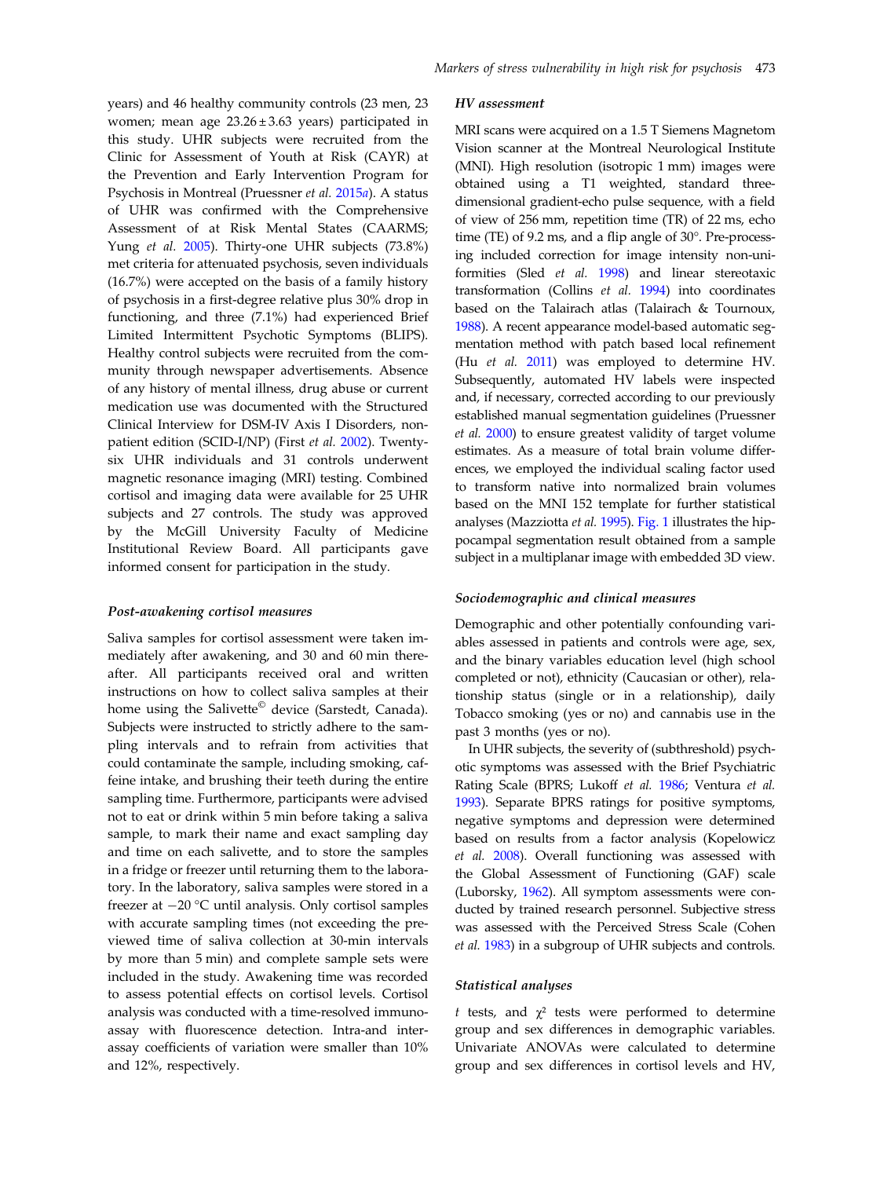years) and 46 healthy community controls (23 men, 23 women; mean age 23.26 ± 3.63 years) participated in this study. UHR subjects were recruited from the Clinic for Assessment of Youth at Risk (CAYR) at the Prevention and Early Intervention Program for Psychosis in Montreal (Pruessner *et al.* 2015*a*). A status of UHR was confirmed with the Comprehensive Assessment of at Risk Mental States (CAARMS; Yung *et al.* 2005). Thirty-one UHR subjects (73.8%) met criteria for attenuated psychosis, seven individuals (16.7%) were accepted on the basis of a family history of psychosis in a first-degree relative plus 30% drop in functioning, and three (7.1%) had experienced Brief Limited Intermittent Psychotic Symptoms (BLIPS). Healthy control subjects were recruited from the community through newspaper advertisements. Absence of any history of mental illness, drug abuse or current medication use was documented with the Structured Clinical Interview for DSM-IV Axis I Disorders, non-patient edition (SCID-I/NP) (First *et al.* 2002). Twenty-six UHR individuals and 31 controls underwent magnetic resonance imaging (MRI) testing. Combined cortisol and imaging data were available for 25 UHR subjects and 27 controls. The study was approved by the McGill University Faculty of Medicine Institutional Review Board. All participants gave informed consent for participation in the study.

### Post-awakening cortisol measures

Saliva samples for cortisol assessment were taken immediately after awakening, and 30 and 60 min thereafter. All participants received oral and written instructions on how to collect saliva samples at their home using the Salivette© device (Sarstedt, Canada). Subjects were instructed to strictly adhere to the sampling intervals and to refrain from activities that could contaminate the sample, including smoking, caffeine intake, and brushing their teeth during the entire sampling time. Furthermore, participants were advised not to eat or drink within 5 min before taking a saliva sample, to mark their name and exact sampling day and time on each salivette, and to store the samples in a fridge or freezer until returning them to the laboratory. In the laboratory, saliva samples were stored in a freezer at −20 °C until analysis. Only cortisol samples with accurate sampling times (not exceeding the previewed time of saliva collection at 30-min intervals by more than 5 min) and complete sample sets were included in the study. Awakening time was recorded to assess potential effects on cortisol levels. Cortisol analysis was conducted with a time-resolved immunoassay with fluorescence detection. Intra-and inter-assay coefficients of variation were smaller than 10% and 12%, respectively.

### HV assessment

MRI scans were acquired on a 1.5 T Siemens Magnetom Vision scanner at the Montreal Neurological Institute (MNI). High resolution (isotropic 1 mm) images were obtained using a T1 weighted, standard three-dimensional gradient-echo pulse sequence, with a field of view of 256 mm, repetition time (TR) of 22 ms, echo time (TE) of 9.2 ms, and a flip angle of 30°. Pre-processing included correction for image intensity non-uniformities (Sled *et al.* 1998) and linear stereotaxic transformation (Collins *et al.* 1994) into coordinates based on the Talairach atlas (Talairach & Tournoux, 1988). A recent appearance model-based automatic segmentation method with patch based local refinement (Hu *et al.* 2011) was employed to determine HV. Subsequently, automated HV labels were inspected and, if necessary, corrected according to our previously established manual segmentation guidelines (Pruessner *et al.* 2000) to ensure greatest validity of target volume estimates. As a measure of total brain volume differences, we employed the individual scaling factor used to transform native into normalized brain volumes based on the MNI 152 template for further statistical analyses (Mazziotta *et al.* 1995). Fig. 1 illustrates the hippocampal segmentation result obtained from a sample subject in a multiplanar image with embedded 3D view.

### Sociodemographic and clinical measures

Demographic and other potentially confounding variables assessed in patients and controls were age, sex, and the binary variables education level (high school completed or not), ethnicity (Caucasian or other), relationship status (single or in a relationship), daily Tobacco smoking (yes or no) and cannabis use in the past 3 months (yes or no).

In UHR subjects, the severity of (subthreshold) psychotic symptoms was assessed with the Brief Psychiatric Rating Scale (BPRS; Lukoff *et al.* 1986; Ventura *et al.* 1993). Separate BPRS ratings for positive symptoms, negative symptoms and depression were determined based on results from a factor analysis (Kopelowicz *et al.* 2008). Overall functioning was assessed with the Global Assessment of Functioning (GAF) scale (Luborsky, 1962). All symptom assessments were conducted by trained research personnel. Subjective stress was assessed with the Perceived Stress Scale (Cohen *et al.* 1983) in a subgroup of UHR subjects and controls.

### Statistical analyses

*t* tests, and $\chi^2$ tests were performed to determine group and sex differences in demographic variables. Univariate ANOVAs were calculated to determine group and sex differences in cortisol levels and HV,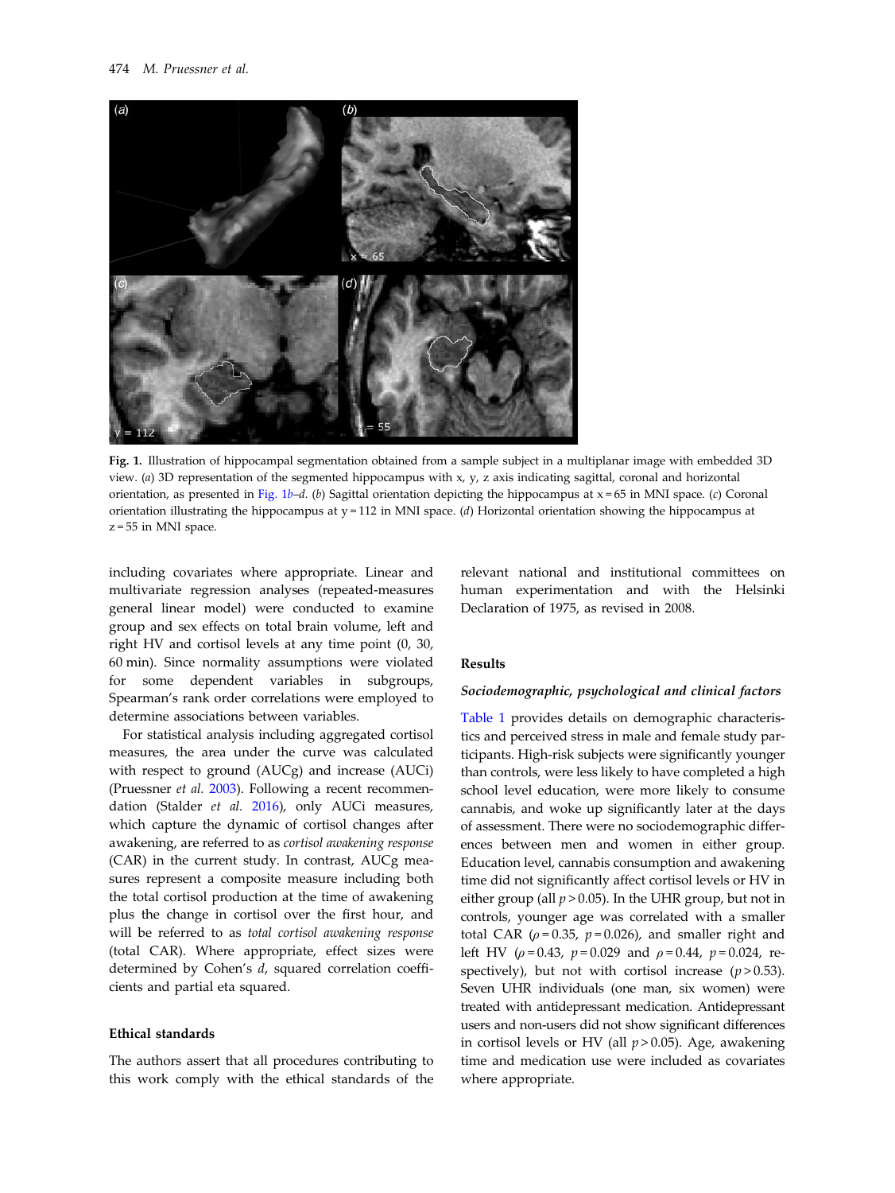**Fig. 1.** Illustration of hippocampal segmentation obtained from a sample subject in a multiplanar image with embedded 3D view. (*a*) 3D representation of the segmented hippocampus with x, y, z axis indicating sagittal, coronal and horizontal orientation, as presented in Fig. 1*b*–*d*. (*b*) Sagittal orientation depicting the hippocampus at x = 65 in MNI space. (*c*) Coronal orientation illustrating the hippocampus at y = 112 in MNI space. (*d*) Horizontal orientation showing the hippocampus at z = 55 in MNI space.

including covariates where appropriate. Linear and multivariate regression analyses (repeated-measures general linear model) were conducted to examine group and sex effects on total brain volume, left and right HV and cortisol levels at any time point (0, 30, 60 min). Since normality assumptions were violated for some dependent variables in subgroups, Spearman's rank order correlations were employed to determine associations between variables.

For statistical analysis including aggregated cortisol measures, the area under the curve was calculated with respect to ground (AUCg) and increase (AUCi) (Pruessner *et al.* 2003). Following a recent recommendation (Stalder *et al.* 2016), only AUCi measures, which capture the dynamic of cortisol changes after awakening, are referred to as *cortisol awakening response* (CAR) in the current study. In contrast, AUCg measures represent a composite measure including both the total cortisol production at the time of awakening plus the change in cortisol over the first hour, and will be referred to as *total cortisol awakening response* (total CAR). Where appropriate, effect sizes were determined by Cohen's *d*, squared correlation coefficients and partial eta squared.

## Ethical standards

The authors assert that all procedures contributing to this work comply with the ethical standards of the relevant national and institutional committees on human experimentation and with the Helsinki Declaration of 1975, as revised in 2008.

## Results

### *Sociodemographic, psychological and clinical factors*

Table 1 provides details on demographic characteristics and perceived stress in male and female study participants. High-risk subjects were significantly younger than controls, were less likely to have completed a high school level education, were more likely to consume cannabis, and woke up significantly later at the days of assessment. There were no sociodemographic differences between men and women in either group. Education level, cannabis consumption and awakening time did not significantly affect cortisol levels or HV in either group (all $p > 0.05$). In the UHR group, but not in controls, younger age was correlated with a smaller total CAR ($\rho = 0.35$, $p = 0.026$), and smaller right and left HV ($\rho = 0.43$, $p = 0.029$ and $\rho = 0.44$, $p = 0.024$, respectively), but not with cortisol increase ($p > 0.53$). Seven UHR individuals (one man, six women) were treated with antidepressant medication. Antidepressant users and non-users did not show significant differences in cortisol levels or HV (all $p > 0.05$). Age, awakening time and medication use were included as covariates where appropriate.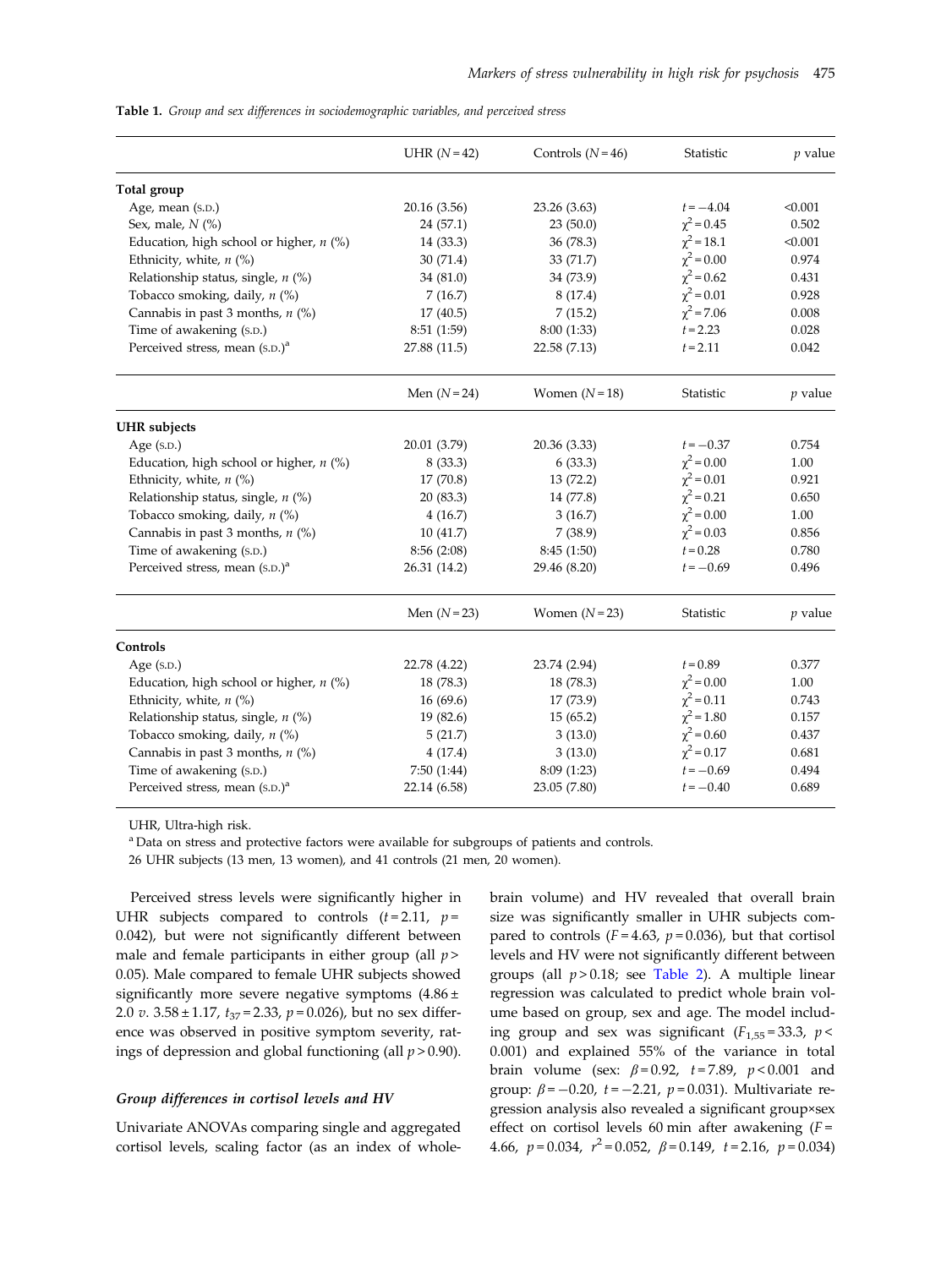**Table 1.** *Group and sex differences in sociodemographic variables, and perceived stress*

| | UHR (N = 42) | Controls (N = 46) | Statistic | *p* value |
|---|---|---|---|---|
| **Total group** | | | | |
| Age, mean (S.D.) | 20.16 (3.56) | 23.26 (3.63) | $t = -4.04$ | <0.001 |
| Sex, male, *N* (%) | 24 (57.1) | 23 (50.0) | $\chi^2 = 0.45$ | 0.502 |
| Education, high school or higher, *n* (%) | 14 (33.3) | 36 (78.3) | $\chi^2 = 18.1$ | <0.001 |
| Ethnicity, white, *n* (%) | 30 (71.4) | 33 (71.7) | $\chi^2 = 0.00$ | 0.974 |
| Relationship status, single, *n* (%) | 34 (81.0) | 34 (73.9) | $\chi^2 = 0.62$ | 0.431 |
| Tobacco smoking, daily, *n* (%) | 7 (16.7) | 8 (17.4) | $\chi^2 = 0.01$ | 0.928 |
| Cannabis in past 3 months, *n* (%) | 17 (40.5) | 7 (15.2) | $\chi^2 = 7.06$ | 0.008 |
| Time of awakening (S.D.) | 8:51 (1:59) | 8:00 (1:33) | $t = 2.23$ | 0.028 |
| Perceived stress, mean (S.D.)[a] | 27.88 (11.5) | 22.58 (7.13) | $t = 2.11$ | 0.042 |
| | **Men (N = 24)** | **Women (N = 18)** | **Statistic** | ***p* value** |
| **UHR subjects** | | | | |
| Age (S.D.) | 20.01 (3.79) | 20.36 (3.33) | $t = -0.37$ | 0.754 |
| Education, high school or higher, *n* (%) | 8 (33.3) | 6 (33.3) | $\chi^2 = 0.00$ | 1.00 |
| Ethnicity, white, *n* (%) | 17 (70.8) | 13 (72.2) | $\chi^2 = 0.01$ | 0.921 |
| Relationship status, single, *n* (%) | 20 (83.3) | 14 (77.8) | $\chi^2 = 0.21$ | 0.650 |
| Tobacco smoking, daily, *n* (%) | 4 (16.7) | 3 (16.7) | $\chi^2 = 0.00$ | 1.00 |
| Cannabis in past 3 months, *n* (%) | 10 (41.7) | 7 (38.9) | $\chi^2 = 0.03$ | 0.856 |
| Time of awakening (S.D.) | 8:56 (2:08) | 8:45 (1:50) | $t = 0.28$ | 0.780 |
| Perceived stress, mean (S.D.)[a] | 26.31 (14.2) | 29.46 (8.20) | $t = -0.69$ | 0.496 |
| | **Men (N = 23)** | **Women (N = 23)** | **Statistic** | ***p* value** |
| **Controls** | | | | |
| Age (S.D.) | 22.78 (4.22) | 23.74 (2.94) | $t = 0.89$ | 0.377 |
| Education, high school or higher, *n* (%) | 18 (78.3) | 18 (78.3) | $\chi^2 = 0.00$ | 1.00 |
| Ethnicity, white, *n* (%) | 16 (69.6) | 17 (73.9) | $\chi^2 = 0.11$ | 0.743 |
| Relationship status, single, *n* (%) | 19 (82.6) | 15 (65.2) | $\chi^2 = 1.80$ | 0.157 |
| Tobacco smoking, daily, *n* (%) | 5 (21.7) | 3 (13.0) | $\chi^2 = 0.60$ | 0.437 |
| Cannabis in past 3 months, *n* (%) | 4 (17.4) | 3 (13.0) | $\chi^2 = 0.17$ | 0.681 |
| Time of awakening (S.D.) | 7:50 (1:44) | 8:09 (1:23) | $t = -0.69$ | 0.494 |
| Perceived stress, mean (S.D.)[a] | 22.14 (6.58) | 23.05 (7.80) | $t = -0.40$ | 0.689 |

UHR, Ultra-high risk.

[a] Data on stress and protective factors were available for subgroups of patients and controls.

26 UHR subjects (13 men, 13 women), and 41 controls (21 men, 20 women).

Perceived stress levels were significantly higher in UHR subjects compared to controls ($t = 2.11$, $p = 0.042$), but were not significantly different between male and female participants in either group (all $p > 0.05$). Male compared to female UHR subjects showed significantly more severe negative symptoms ($4.86 \pm 2.0$ *v.* $3.58 \pm 1.17$, $t_{37} = 2.33$, $p = 0.026$), but no sex difference was observed in positive symptom severity, ratings of depression and global functioning (all $p > 0.90$).

### *Group differences in cortisol levels and HV*

Univariate ANOVAs comparing single and aggregated cortisol levels, scaling factor (as an index of whole-brain volume) and HV revealed that overall brain size was significantly smaller in UHR subjects compared to controls ($F = 4.63$, $p = 0.036$), but that cortisol levels and HV were not significantly different between groups (all $p > 0.18$; see Table 2). A multiple linear regression was calculated to predict whole brain volume based on group, sex and age. The model including group and sex was significant ($F_{1,55} = 33.3$, $p < 0.001$) and explained 55% of the variance in total brain volume (sex: $\beta = 0.92$, $t = 7.89$, $p < 0.001$ and group: $\beta = -0.20$, $t = -2.21$, $p = 0.031$). Multivariate regression analysis also revealed a significant group×sex effect on cortisol levels 60 min after awakening ($F = 4.66$, $p = 0.034$, $r^2 = 0.052$, $\beta = 0.149$, $t = 2.16$, $p = 0.034$)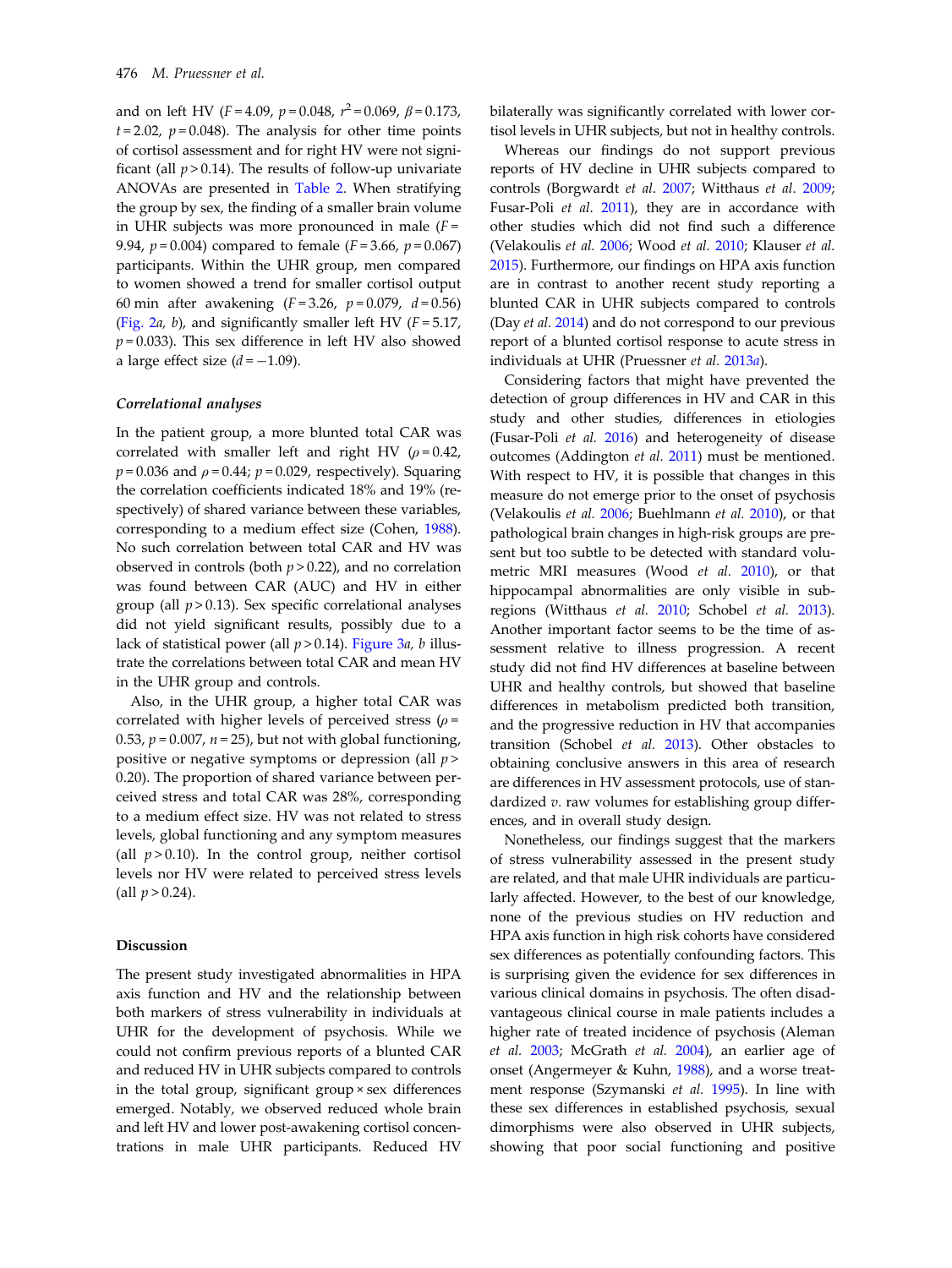and on left HV ($F = 4.09$, $p = 0.048$, $r^2 = 0.069$, $\beta = 0.173$, $t = 2.02$, $p = 0.048$). The analysis for other time points of cortisol assessment and for right HV were not significant (all $p > 0.14$). The results of follow-up univariate ANOVAs are presented in Table 2. When stratifying the group by sex, the finding of a smaller brain volume in UHR subjects was more pronounced in male ($F = 9.94$, $p = 0.004$) compared to female ($F = 3.66$, $p = 0.067$) participants. Within the UHR group, men compared to women showed a trend for smaller cortisol output 60 min after awakening ($F = 3.26$, $p = 0.079$, $d = 0.56$) (Fig. 2*a*, *b*), and significantly smaller left HV ($F = 5.17$, $p = 0.033$). This sex difference in left HV also showed a large effect size ($d = -1.09$).

### *Correlational analyses*

In the patient group, a more blunted total CAR was correlated with smaller left and right HV ($\rho = 0.42$, $p = 0.036$ and $\rho = 0.44$; $p = 0.029$, respectively). Squaring the correlation coefficients indicated 18% and 19% (respectively) of shared variance between these variables, corresponding to a medium effect size (Cohen, 1988). No such correlation between total CAR and HV was observed in controls (both $p > 0.22$), and no correlation was found between CAR (AUC) and HV in either group (all $p > 0.13$). Sex specific correlational analyses did not yield significant results, possibly due to a lack of statistical power (all $p > 0.14$). Figure 3*a*, *b* illustrate the correlations between total CAR and mean HV in the UHR group and controls.

Also, in the UHR group, a higher total CAR was correlated with higher levels of perceived stress ($\rho = 0.53$, $p = 0.007$, $n = 25$), but not with global functioning, positive or negative symptoms or depression (all $p > 0.20$). The proportion of shared variance between perceived stress and total CAR was 28%, corresponding to a medium effect size. HV was not related to stress levels, global functioning and any symptom measures (all $p > 0.10$). In the control group, neither cortisol levels nor HV were related to perceived stress levels (all $p > 0.24$).

## Discussion

The present study investigated abnormalities in HPA axis function and HV and the relationship between both markers of stress vulnerability in individuals at UHR for the development of psychosis. While we could not confirm previous reports of a blunted CAR and reduced HV in UHR subjects compared to controls in the total group, significant group × sex differences emerged. Notably, we observed reduced whole brain and left HV and lower post-awakening cortisol concentrations in male UHR participants. Reduced HV bilaterally was significantly correlated with lower cortisol levels in UHR subjects, but not in healthy controls.

Whereas our findings do not support previous reports of HV decline in UHR subjects compared to controls (Borgwardt *et al.* 2007; Witthaus *et al.* 2009; Fusar-Poli *et al.* 2011), they are in accordance with other studies which did not find such a difference (Velakoulis *et al.* 2006; Wood *et al.* 2010; Klauser *et al.* 2015). Furthermore, our findings on HPA axis function are in contrast to another recent study reporting a blunted CAR in UHR subjects compared to controls (Day *et al.* 2014) and do not correspond to our previous report of a blunted cortisol response to acute stress in individuals at UHR (Pruessner *et al.* 2013*a*).

Considering factors that might have prevented the detection of group differences in HV and CAR in this study and other studies, differences in etiologies (Fusar-Poli *et al.* 2016) and heterogeneity of disease outcomes (Addington *et al.* 2011) must be mentioned. With respect to HV, it is possible that changes in this measure do not emerge prior to the onset of psychosis (Velakoulis *et al.* 2006; Buehlmann *et al.* 2010), or that pathological brain changes in high-risk groups are present but too subtle to be detected with standard volumetric MRI measures (Wood *et al.* 2010), or that hippocampal abnormalities are only visible in subregions (Witthaus *et al.* 2010; Schobel *et al.* 2013). Another important factor seems to be the time of assessment relative to illness progression. A recent study did not find HV differences at baseline between UHR and healthy controls, but showed that baseline differences in metabolism predicted both transition, and the progressive reduction in HV that accompanies transition (Schobel *et al.* 2013). Other obstacles to obtaining conclusive answers in this area of research are differences in HV assessment protocols, use of standardized *v.* raw volumes for establishing group differences, and in overall study design.

Nonetheless, our findings suggest that the markers of stress vulnerability assessed in the present study are related, and that male UHR individuals are particularly affected. However, to the best of our knowledge, none of the previous studies on HV reduction and HPA axis function in high risk cohorts have considered sex differences as potentially confounding factors. This is surprising given the evidence for sex differences in various clinical domains in psychosis. The often disadvantageous clinical course in male patients includes a higher rate of treated incidence of psychosis (Aleman *et al.* 2003; McGrath *et al.* 2004), an earlier age of onset (Angermeyer & Kuhn, 1988), and a worse treatment response (Szymanski *et al.* 1995). In line with these sex differences in established psychosis, sexual dimorphisms were also observed in UHR subjects, showing that poor social functioning and positive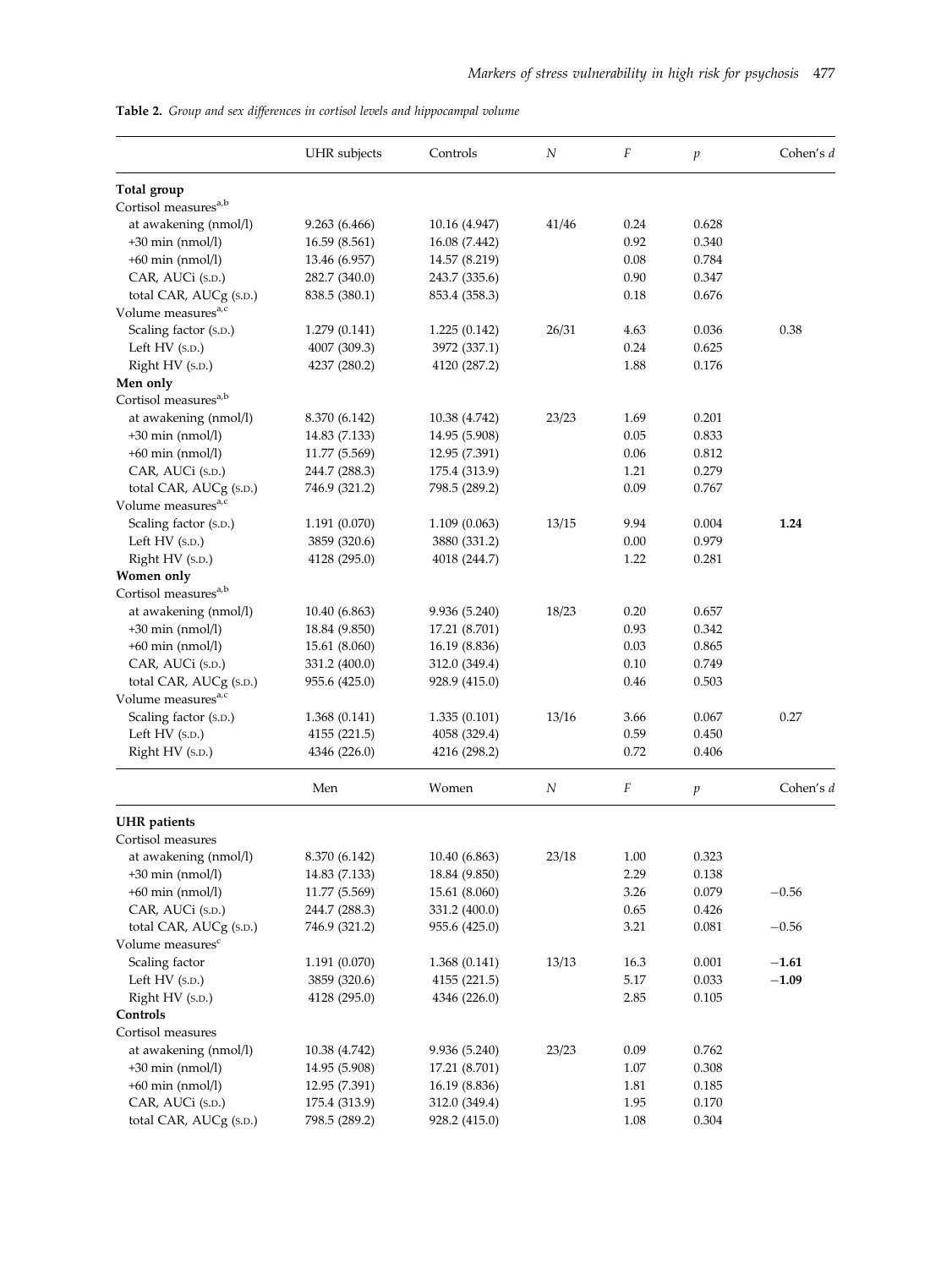**Table 2.** *Group and sex differences in cortisol levels and hippocampal volume*

| | UHR subjects | Controls | *N* | *F* | *p* | Cohen's *d* |
|---|---|---|---|---|---|---|
| **Total group** | | | | | | |
| Cortisol measures[a,b] | | | | | | |
| at awakening (nmol/l) | 9.263 (6.466) | 10.16 (4.947) | 41/46 | 0.24 | 0.628 | |
| +30 min (nmol/l) | 16.59 (8.561) | 16.08 (7.442) | | 0.92 | 0.340 | |
| +60 min (nmol/l) | 13.46 (6.957) | 14.57 (8.219) | | 0.08 | 0.784 | |
| CAR, AUCi (S.D.) | 282.7 (340.0) | 243.7 (335.6) | | 0.90 | 0.347 | |
| total CAR, AUCg (S.D.) | 838.5 (380.1) | 853.4 (358.3) | | 0.18 | 0.676 | |
| Volume measures[a,c] | | | | | | |
| Scaling factor (S.D.) | 1.279 (0.141) | 1.225 (0.142) | 26/31 | 4.63 | 0.036 | 0.38 |
| Left HV (S.D.) | 4007 (309.3) | 3972 (337.1) | | 0.24 | 0.625 | |
| Right HV (S.D.) | 4237 (280.2) | 4120 (287.2) | | 1.88 | 0.176 | |
| **Men only** | | | | | | |
| Cortisol measures[a,b] | | | | | | |
| at awakening (nmol/l) | 8.370 (6.142) | 10.38 (4.742) | 23/23 | 1.69 | 0.201 | |
| +30 min (nmol/l) | 14.83 (7.133) | 14.95 (5.908) | | 0.05 | 0.833 | |
| +60 min (nmol/l) | 11.77 (5.569) | 12.95 (7.391) | | 0.06 | 0.812 | |
| CAR, AUCi (S.D.) | 244.7 (288.3) | 175.4 (313.9) | | 1.21 | 0.279 | |
| total CAR, AUCg (S.D.) | 746.9 (321.2) | 798.5 (289.2) | | 0.09 | 0.767 | |
| Volume measures[a,c] | | | | | | |
| Scaling factor (S.D.) | 1.191 (0.070) | 1.109 (0.063) | 13/15 | 9.94 | 0.004 | **1.24** |
| Left HV (S.D.) | 3859 (320.6) | 3880 (331.2) | | 0.00 | 0.979 | |
| Right HV (S.D.) | 4128 (295.0) | 4018 (244.7) | | 1.22 | 0.281 | |
| **Women only** | | | | | | |
| Cortisol measures[a,b] | | | | | | |
| at awakening (nmol/l) | 10.40 (6.863) | 9.936 (5.240) | 18/23 | 0.20 | 0.657 | |
| +30 min (nmol/l) | 18.84 (9.850) | 17.21 (8.701) | | 0.93 | 0.342 | |
| +60 min (nmol/l) | 15.61 (8.060) | 16.19 (8.836) | | 0.03 | 0.865 | |
| CAR, AUCi (S.D.) | 331.2 (400.0) | 312.0 (349.4) | | 0.10 | 0.749 | |
| total CAR, AUCg (S.D.) | 955.6 (425.0) | 928.9 (415.0) | | 0.46 | 0.503 | |
| Volume measures[a,c] | | | | | | |
| Scaling factor (S.D.) | 1.368 (0.141) | 1.335 (0.101) | 13/16 | 3.66 | 0.067 | 0.27 |
| Left HV (S.D.) | 4155 (221.5) | 4058 (329.4) | | 0.59 | 0.450 | |
| Right HV (S.D.) | 4346 (226.0) | 4216 (298.2) | | 0.72 | 0.406 | |

| | Men | Women | *N* | *F* | *p* | Cohen's *d* |
|---|---|---|---|---|---|---|
| **UHR patients** | | | | | | |
| Cortisol measures | | | | | | |
| at awakening (nmol/l) | 8.370 (6.142) | 10.40 (6.863) | 23/18 | 1.00 | 0.323 | |
| +30 min (nmol/l) | 14.83 (7.133) | 18.84 (9.850) | | 2.29 | 0.138 | |
| +60 min (nmol/l) | 11.77 (5.569) | 15.61 (8.060) | | 3.26 | 0.079 | −0.56 |
| CAR, AUCi (S.D.) | 244.7 (288.3) | 331.2 (400.0) | | 0.65 | 0.426 | |
| total CAR, AUCg (S.D.) | 746.9 (321.2) | 955.6 (425.0) | | 3.21 | 0.081 | −0.56 |
| Volume measures[c] | | | | | | |
| Scaling factor | 1.191 (0.070) | 1.368 (0.141) | 13/13 | 16.3 | 0.001 | **−1.61** |
| Left HV (S.D.) | 3859 (320.6) | 4155 (221.5) | | 5.17 | 0.033 | **−1.09** |
| Right HV (S.D.) | 4128 (295.0) | 4346 (226.0) | | 2.85 | 0.105 | |
| **Controls** | | | | | | |
| Cortisol measures | | | | | | |
| at awakening (nmol/l) | 10.38 (4.742) | 9.936 (5.240) | 23/23 | 0.09 | 0.762 | |
| +30 min (nmol/l) | 14.95 (5.908) | 17.21 (8.701) | | 1.07 | 0.308 | |
| +60 min (nmol/l) | 12.95 (7.391) | 16.19 (8.836) | | 1.81 | 0.185 | |
| CAR, AUCi (S.D.) | 175.4 (313.9) | 312.0 (349.4) | | 1.95 | 0.170 | |
| total CAR, AUCg (S.D.) | 798.5 (289.2) | 928.2 (415.0) | | 1.08 | 0.304 | |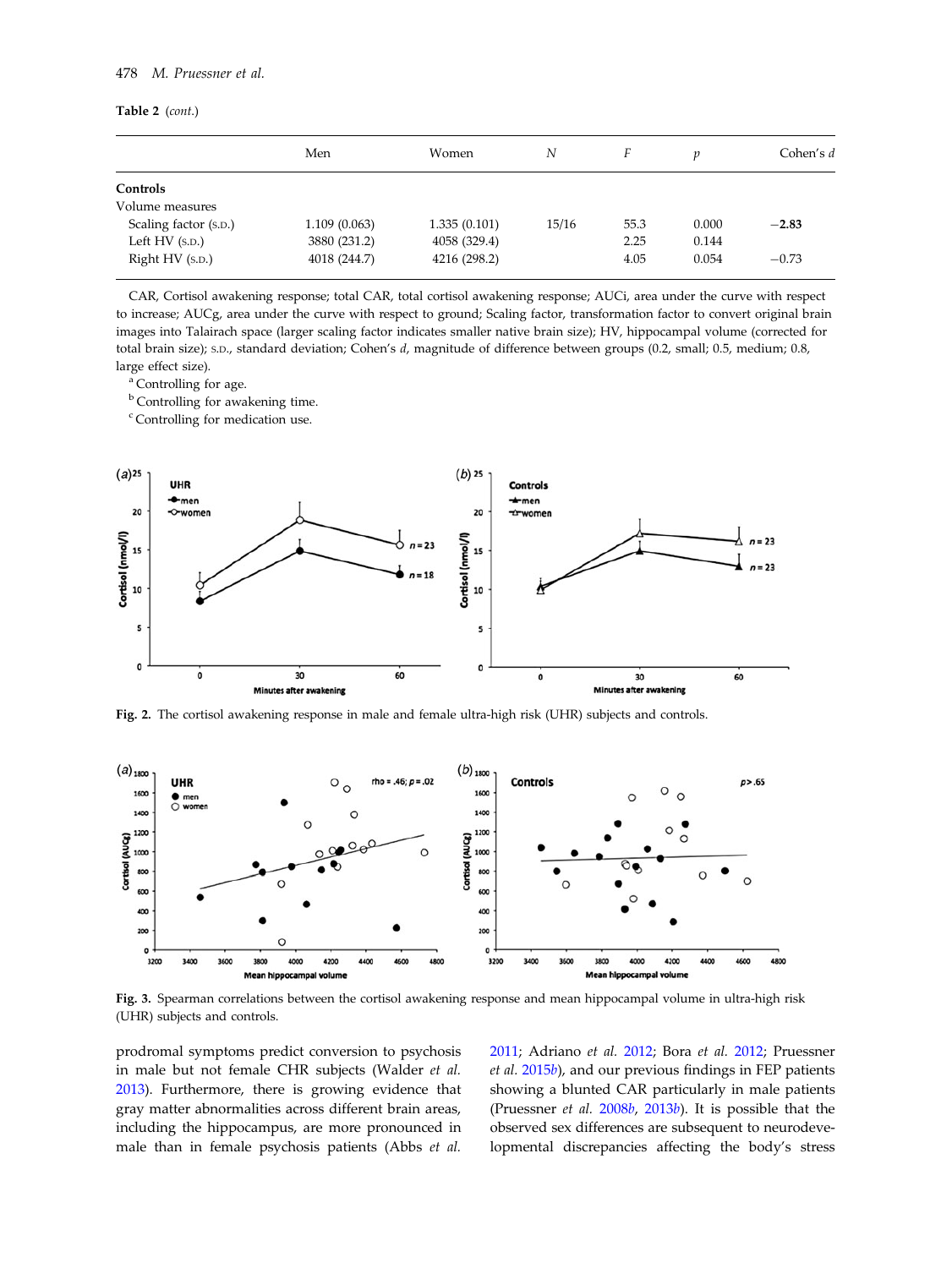**Table 2** (*cont.*)

| | Men | Women | *N* | *F* | *p* | Cohen's *d* |
|---|---|---|---|---|---|---|
| **Controls** | | | | | | |
| Volume measures | | | | | | |
| Scaling factor (S.D.) | 1.109 (0.063) | 1.335 (0.101) | 15/16 | 55.3 | 0.000 | **−2.83** |
| Left HV (S.D.) | 3880 (231.2) | 4058 (329.4) | | 2.25 | 0.144 | |
| Right HV (S.D.) | 4018 (244.7) | 4216 (298.2) | | 4.05 | 0.054 | −0.73 |

CAR, Cortisol awakening response; total CAR, total cortisol awakening response; AUCi, area under the curve with respect to increase; AUCg, area under the curve with respect to ground; Scaling factor, transformation factor to convert original brain images into Talairach space (larger scaling factor indicates smaller native brain size); HV, hippocampal volume (corrected for total brain size); S.D., standard deviation; Cohen's *d*, magnitude of difference between groups (0.2, small; 0.5, medium; 0.8, large effect size).

[a] Controlling for age.

[b] Controlling for awakening time.

[c] Controlling for medication use.

**Fig. 2.** The cortisol awakening response in male and female ultra-high risk (UHR) subjects and controls.

**Fig. 3.** Spearman correlations between the cortisol awakening response and mean hippocampal volume in ultra-high risk (UHR) subjects and controls.

prodromal symptoms predict conversion to psychosis in male but not female CHR subjects (Walder *et al.* 2013). Furthermore, there is growing evidence that gray matter abnormalities across different brain areas, including the hippocampus, are more pronounced in male than in female psychosis patients (Abbs *et al.* 2011; Adriano *et al.* 2012; Bora *et al.* 2012; Pruessner *et al.* 2015*b*), and our previous findings in FEP patients showing a blunted CAR particularly in male patients (Pruessner *et al.* 2008*b*, 2013*b*). It is possible that the observed sex differences are subsequent to neurodevelopmental discrepancies affecting the body's stress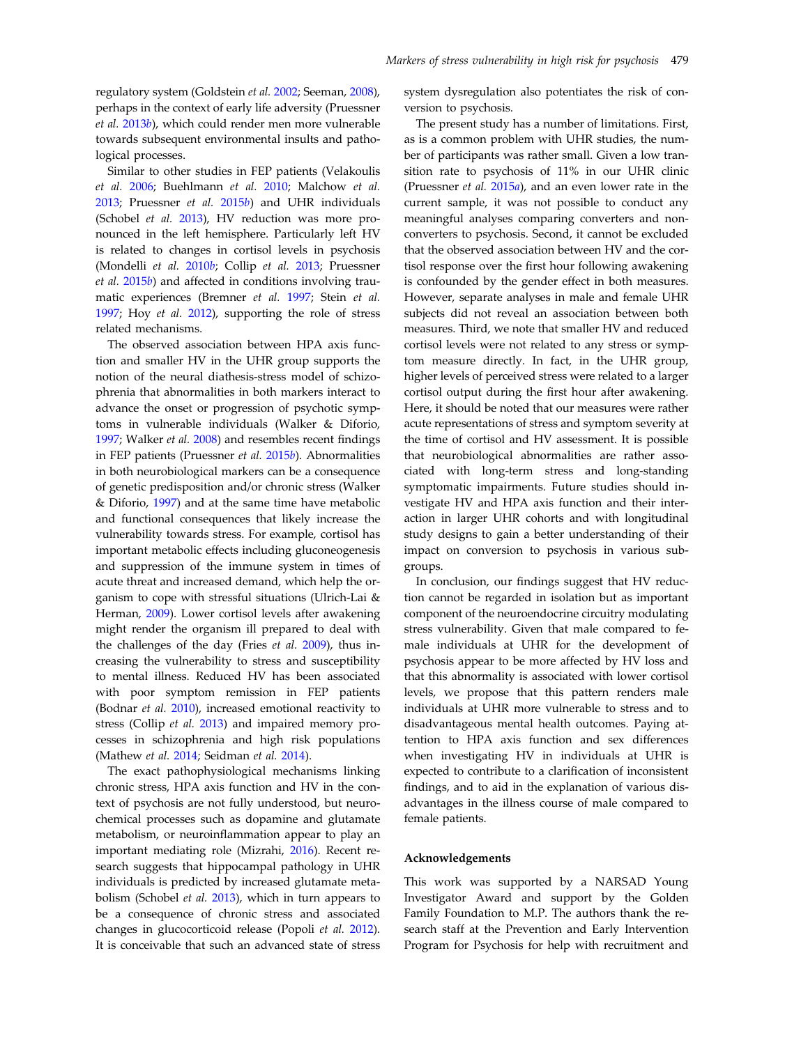regulatory system (Goldstein *et al.* 2002; Seeman, 2008), perhaps in the context of early life adversity (Pruessner *et al.* 2013*b*), which could render men more vulnerable towards subsequent environmental insults and pathological processes.

Similar to other studies in FEP patients (Velakoulis *et al.* 2006; Buehlmann *et al.* 2010; Malchow *et al.* 2013; Pruessner *et al.* 2015*b*) and UHR individuals (Schobel *et al.* 2013), HV reduction was more pronounced in the left hemisphere. Particularly left HV is related to changes in cortisol levels in psychosis (Mondelli *et al.* 2010*b*; Collip *et al.* 2013; Pruessner *et al.* 2015*b*) and affected in conditions involving traumatic experiences (Bremner *et al.* 1997; Stein *et al.* 1997; Hoy *et al.* 2012), supporting the role of stress related mechanisms.

The observed association between HPA axis function and smaller HV in the UHR group supports the notion of the neural diathesis-stress model of schizophrenia that abnormalities in both markers interact to advance the onset or progression of psychotic symptoms in vulnerable individuals (Walker & Diforio, 1997; Walker *et al.* 2008) and resembles recent findings in FEP patients (Pruessner *et al.* 2015*b*). Abnormalities in both neurobiological markers can be a consequence of genetic predisposition and/or chronic stress (Walker & Diforio, 1997) and at the same time have metabolic and functional consequences that likely increase the vulnerability towards stress. For example, cortisol has important metabolic effects including gluconeogenesis and suppression of the immune system in times of acute threat and increased demand, which help the organism to cope with stressful situations (Ulrich-Lai & Herman, 2009). Lower cortisol levels after awakening might render the organism ill prepared to deal with the challenges of the day (Fries *et al.* 2009), thus increasing the vulnerability to stress and susceptibility to mental illness. Reduced HV has been associated with poor symptom remission in FEP patients (Bodnar *et al.* 2010), increased emotional reactivity to stress (Collip *et al.* 2013) and impaired memory processes in schizophrenia and high risk populations (Mathew *et al.* 2014; Seidman *et al.* 2014).

The exact pathophysiological mechanisms linking chronic stress, HPA axis function and HV in the context of psychosis are not fully understood, but neurochemical processes such as dopamine and glutamate metabolism, or neuroinflammation appear to play an important mediating role (Mizrahi, 2016). Recent research suggests that hippocampal pathology in UHR individuals is predicted by increased glutamate metabolism (Schobel *et al.* 2013), which in turn appears to be a consequence of chronic stress and associated changes in glucocorticoid release (Popoli *et al.* 2012). It is conceivable that such an advanced state of stress system dysregulation also potentiates the risk of conversion to psychosis.

The present study has a number of limitations. First, as is a common problem with UHR studies, the number of participants was rather small. Given a low transition rate to psychosis of 11% in our UHR clinic (Pruessner *et al.* 2015*a*), and an even lower rate in the current sample, it was not possible to conduct any meaningful analyses comparing converters and non-converters to psychosis. Second, it cannot be excluded that the observed association between HV and the cortisol response over the first hour following awakening is confounded by the gender effect in both measures. However, separate analyses in male and female UHR subjects did not reveal an association between both measures. Third, we note that smaller HV and reduced cortisol levels were not related to any stress or symptom measure directly. In fact, in the UHR group, higher levels of perceived stress were related to a larger cortisol output during the first hour after awakening. Here, it should be noted that our measures were rather acute representations of stress and symptom severity at the time of cortisol and HV assessment. It is possible that neurobiological abnormalities are rather associated with long-term stress and long-standing symptomatic impairments. Future studies should investigate HV and HPA axis function and their interaction in larger UHR cohorts and with longitudinal study designs to gain a better understanding of their impact on conversion to psychosis in various subgroups.

In conclusion, our findings suggest that HV reduction cannot be regarded in isolation but as important component of the neuroendocrine circuitry modulating stress vulnerability. Given that male compared to female individuals at UHR for the development of psychosis appear to be more affected by HV loss and that this abnormality is associated with lower cortisol levels, we propose that this pattern renders male individuals at UHR more vulnerable to stress and to disadvantageous mental health outcomes. Paying attention to HPA axis function and sex differences when investigating HV in individuals at UHR is expected to contribute to a clarification of inconsistent findings, and to aid in the explanation of various disadvantages in the illness course of male compared to female patients.

## Acknowledgements

This work was supported by a NARSAD Young Investigator Award and support by the Golden Family Foundation to M.P. The authors thank the research staff at the Prevention and Early Intervention Program for Psychosis for help with recruitment and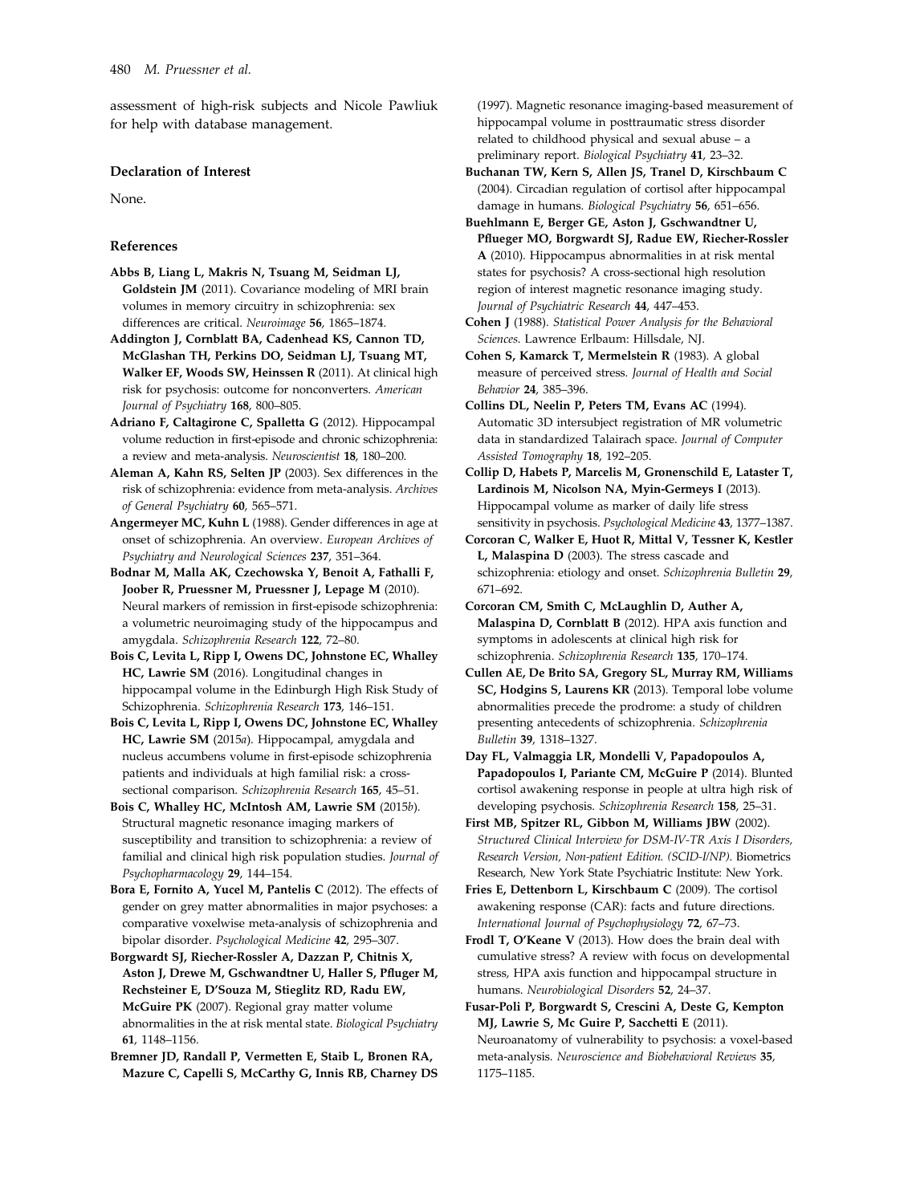assessment of high-risk subjects and Nicole Pawliuk for help with database management.

### Declaration of Interest

None.

### References

**Abbs B, Liang L, Makris N, Tsuang M, Seidman LJ, Goldstein JM** (2011). Covariance modeling of MRI brain volumes in memory circuitry in schizophrenia: sex differences are critical. *Neuroimage* **56**, 1865–1874.

**Addington J, Cornblatt BA, Cadenhead KS, Cannon TD, McGlashan TH, Perkins DO, Seidman LJ, Tsuang MT, Walker EF, Woods SW, Heinssen R** (2011). At clinical high risk for psychosis: outcome for nonconverters. *American Journal of Psychiatry* **168**, 800–805.

**Adriano F, Caltagirone C, Spalletta G** (2012). Hippocampal volume reduction in first-episode and chronic schizophrenia: a review and meta-analysis. *Neuroscientist* **18**, 180–200.

**Aleman A, Kahn RS, Selten JP** (2003). Sex differences in the risk of schizophrenia: evidence from meta-analysis. *Archives of General Psychiatry* **60**, 565–571.

**Angermeyer MC, Kuhn L** (1988). Gender differences in age at onset of schizophrenia. An overview. *European Archives of Psychiatry and Neurological Sciences* **237**, 351–364.

**Bodnar M, Malla AK, Czechowska Y, Benoit A, Fathalli F, Joober R, Pruessner M, Pruessner J, Lepage M** (2010). Neural markers of remission in first-episode schizophrenia: a volumetric neuroimaging study of the hippocampus and amygdala. *Schizophrenia Research* **122**, 72–80.

**Bois C, Levita L, Ripp I, Owens DC, Johnstone EC, Whalley HC, Lawrie SM** (2016). Longitudinal changes in hippocampal volume in the Edinburgh High Risk Study of Schizophrenia. *Schizophrenia Research* **173**, 146–151.

**Bois C, Levita L, Ripp I, Owens DC, Johnstone EC, Whalley HC, Lawrie SM** (2015*a*). Hippocampal, amygdala and nucleus accumbens volume in first-episode schizophrenia patients and individuals at high familial risk: a cross-sectional comparison. *Schizophrenia Research* **165**, 45–51.

**Bois C, Whalley HC, McIntosh AM, Lawrie SM** (2015*b*). Structural magnetic resonance imaging markers of susceptibility and transition to schizophrenia: a review of familial and clinical high risk population studies. *Journal of Psychopharmacology* **29**, 144–154.

**Bora E, Fornito A, Yucel M, Pantelis C** (2012). The effects of gender on grey matter abnormalities in major psychoses: a comparative voxelwise meta-analysis of schizophrenia and bipolar disorder. *Psychological Medicine* **42**, 295–307.

**Borgwardt SJ, Riecher-Rossler A, Dazzan P, Chitnis X, Aston J, Drewe M, Gschwandtner U, Haller S, Pfluger M, Rechsteiner E, D'Souza M, Stieglitz RD, Radu EW, McGuire PK** (2007). Regional gray matter volume abnormalities in the at risk mental state. *Biological Psychiatry* **61**, 1148–1156.

**Bremner JD, Randall P, Vermetten E, Staib L, Bronen RA, Mazure C, Capelli S, McCarthy G, Innis RB, Charney DS** (1997). Magnetic resonance imaging-based measurement of hippocampal volume in posttraumatic stress disorder related to childhood physical and sexual abuse – a preliminary report. *Biological Psychiatry* **41**, 23–32.

**Buchanan TW, Kern S, Allen JS, Tranel D, Kirschbaum C** (2004). Circadian regulation of cortisol after hippocampal damage in humans. *Biological Psychiatry* **56**, 651–656.

**Buehlmann E, Berger GE, Aston J, Gschwandtner U, Pflueger MO, Borgwardt SJ, Radue EW, Riecher-Rossler A** (2010). Hippocampus abnormalities in at risk mental states for psychosis? A cross-sectional high resolution region of interest magnetic resonance imaging study. *Journal of Psychiatric Research* **44**, 447–453.

**Cohen J** (1988). *Statistical Power Analysis for the Behavioral Sciences*. Lawrence Erlbaum: Hillsdale, NJ.

**Cohen S, Kamarck T, Mermelstein R** (1983). A global measure of perceived stress. *Journal of Health and Social Behavior* **24**, 385–396.

**Collins DL, Neelin P, Peters TM, Evans AC** (1994). Automatic 3D intersubject registration of MR volumetric data in standardized Talairach space. *Journal of Computer Assisted Tomography* **18**, 192–205.

**Collip D, Habets P, Marcelis M, Gronenschild E, Lataster T, Lardinois M, Nicolson NA, Myin-Germeys I** (2013). Hippocampal volume as marker of daily life stress sensitivity in psychosis. *Psychological Medicine* **43**, 1377–1387.

**Corcoran C, Walker E, Huot R, Mittal V, Tessner K, Kestler L, Malaspina D** (2003). The stress cascade and schizophrenia: etiology and onset. *Schizophrenia Bulletin* **29**, 671–692.

**Corcoran CM, Smith C, McLaughlin D, Auther A, Malaspina D, Cornblatt B** (2012). HPA axis function and symptoms in adolescents at clinical high risk for schizophrenia. *Schizophrenia Research* **135**, 170–174.

**Cullen AE, De Brito SA, Gregory SL, Murray RM, Williams SC, Hodgins S, Laurens KR** (2013). Temporal lobe volume abnormalities precede the prodrome: a study of children presenting antecedents of schizophrenia. *Schizophrenia Bulletin* **39**, 1318–1327.

**Day FL, Valmaggia LR, Mondelli V, Papadopoulos A, Papadopoulos I, Pariante CM, McGuire P** (2014). Blunted cortisol awakening response in people at ultra high risk of developing psychosis. *Schizophrenia Research* **158**, 25–31.

**First MB, Spitzer RL, Gibbon M, Williams JBW** (2002). *Structured Clinical Interview for DSM-IV-TR Axis I Disorders, Research Version, Non-patient Edition. (SCID-I/NP)*. Biometrics Research, New York State Psychiatric Institute: New York.

**Fries E, Dettenborn L, Kirschbaum C** (2009). The cortisol awakening response (CAR): facts and future directions. *International Journal of Psychophysiology* **72**, 67–73.

**Frodl T, O'Keane V** (2013). How does the brain deal with cumulative stress? A review with focus on developmental stress, HPA axis function and hippocampal structure in humans. *Neurobiological Disorders* **52**, 24–37.

**Fusar-Poli P, Borgwardt S, Crescini A, Deste G, Kempton MJ, Lawrie S, Mc Guire P, Sacchetti E** (2011). Neuroanatomy of vulnerability to psychosis: a voxel-based meta-analysis. *Neuroscience and Biobehavioral Reviews* **35**, 1175–1185.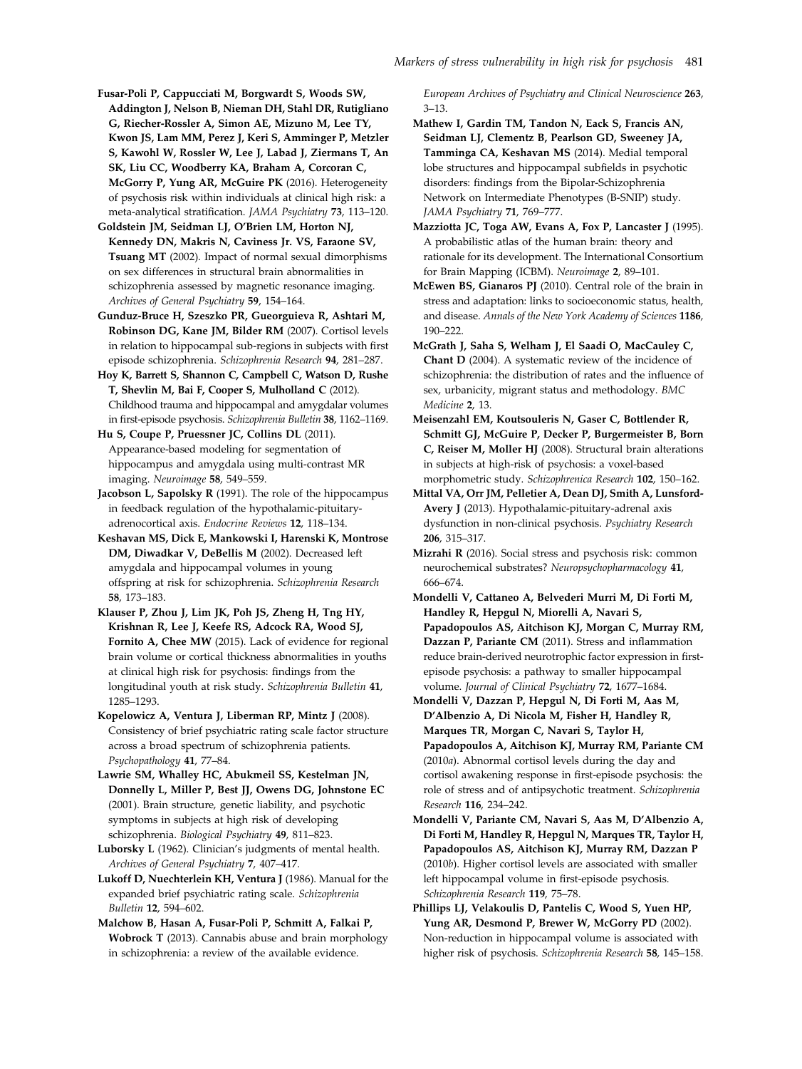**Fusar-Poli P, Cappucciati M, Borgwardt S, Woods SW, Addington J, Nelson B, Nieman DH, Stahl DR, Rutigliano G, Riecher-Rossler A, Simon AE, Mizuno M, Lee TY, Kwon JS, Lam MM, Perez J, Keri S, Amminger P, Metzler S, Kawohl W, Rossler W, Lee J, Labad J, Ziermans T, An SK, Liu CC, Woodberry KA, Braham A, Corcoran C, McGorry P, Yung AR, McGuire PK** (2016). Heterogeneity of psychosis risk within individuals at clinical high risk: a meta-analytical stratification. *JAMA Psychiatry* **73**, 113–120.

**Goldstein JM, Seidman LJ, O'Brien LM, Horton NJ, Kennedy DN, Makris N, Caviness Jr. VS, Faraone SV, Tsuang MT** (2002). Impact of normal sexual dimorphisms on sex differences in structural brain abnormalities in schizophrenia assessed by magnetic resonance imaging. *Archives of General Psychiatry* **59**, 154–164.

**Gunduz-Bruce H, Szeszko PR, Gueorguieva R, Ashtari M, Robinson DG, Kane JM, Bilder RM** (2007). Cortisol levels in relation to hippocampal sub-regions in subjects with first episode schizophrenia. *Schizophrenia Research* **94**, 281–287.

**Hoy K, Barrett S, Shannon C, Campbell C, Watson D, Rushe T, Shevlin M, Bai F, Cooper S, Mulholland C** (2012). Childhood trauma and hippocampal and amygdalar volumes in first-episode psychosis. *Schizophrenia Bulletin* **38**, 1162–1169.

**Hu S, Coupe P, Pruessner JC, Collins DL** (2011). Appearance-based modeling for segmentation of hippocampus and amygdala using multi-contrast MR imaging. *Neuroimage* **58**, 549–559.

**Jacobson L, Sapolsky R** (1991). The role of the hippocampus in feedback regulation of the hypothalamic-pituitary-adrenocortical axis. *Endocrine Reviews* **12**, 118–134.

**Keshavan MS, Dick E, Mankowski I, Harenski K, Montrose DM, Diwadkar V, DeBellis M** (2002). Decreased left amygdala and hippocampal volumes in young offspring at risk for schizophrenia. *Schizophrenia Research* **58**, 173–183.

**Klauser P, Zhou J, Lim JK, Poh JS, Zheng H, Tng HY, Krishnan R, Lee J, Keefe RS, Adcock RA, Wood SJ, Fornito A, Chee MW** (2015). Lack of evidence for regional brain volume or cortical thickness abnormalities in youths at clinical high risk for psychosis: findings from the longitudinal youth at risk study. *Schizophrenia Bulletin* **41**, 1285–1293.

**Kopelowicz A, Ventura J, Liberman RP, Mintz J** (2008). Consistency of brief psychiatric rating scale factor structure across a broad spectrum of schizophrenia patients. *Psychopathology* **41**, 77–84.

**Lawrie SM, Whalley HC, Abukmeil SS, Kestelman JN, Donnelly L, Miller P, Best JJ, Owens DG, Johnstone EC** (2001). Brain structure, genetic liability, and psychotic symptoms in subjects at high risk of developing schizophrenia. *Biological Psychiatry* **49**, 811–823.

**Luborsky L** (1962). Clinician's judgments of mental health. *Archives of General Psychiatry* **7**, 407–417.

**Lukoff D, Nuechterlein KH, Ventura J** (1986). Manual for the expanded brief psychiatric rating scale. *Schizophrenia Bulletin* **12**, 594–602.

**Malchow B, Hasan A, Fusar-Poli P, Schmitt A, Falkai P, Wobrock T** (2013). Cannabis abuse and brain morphology in schizophrenia: a review of the available evidence. *European Archives of Psychiatry and Clinical Neuroscience* **263**, 3–13.

**Mathew I, Gardin TM, Tandon N, Eack S, Francis AN, Seidman LJ, Clementz B, Pearlson GD, Sweeney JA, Tamminga CA, Keshavan MS** (2014). Medial temporal lobe structures and hippocampal subfields in psychotic disorders: findings from the Bipolar-Schizophrenia Network on Intermediate Phenotypes (B-SNIP) study. *JAMA Psychiatry* **71**, 769–777.

**Mazziotta JC, Toga AW, Evans A, Fox P, Lancaster J** (1995). A probabilistic atlas of the human brain: theory and rationale for its development. The International Consortium for Brain Mapping (ICBM). *Neuroimage* **2**, 89–101.

**McEwen BS, Gianaros PJ** (2010). Central role of the brain in stress and adaptation: links to socioeconomic status, health, and disease. *Annals of the New York Academy of Sciences* **1186**, 190–222.

**McGrath J, Saha S, Welham J, El Saadi O, MacCauley C, Chant D** (2004). A systematic review of the incidence of schizophrenia: the distribution of rates and the influence of sex, urbanicity, migrant status and methodology. *BMC Medicine* **2**, 13.

**Meisenzahl EM, Koutsouleris N, Gaser C, Bottlender R, Schmitt GJ, McGuire P, Decker P, Burgermeister B, Born C, Reiser M, Moller HJ** (2008). Structural brain alterations in subjects at high-risk of psychosis: a voxel-based morphometric study. *Schizophrenica Research* **102**, 150–162.

**Mittal VA, Orr JM, Pelletier A, Dean DJ, Smith A, Lunsford-Avery J** (2013). Hypothalamic-pituitary-adrenal axis dysfunction in non-clinical psychosis. *Psychiatry Research* **206**, 315–317.

**Mizrahi R** (2016). Social stress and psychosis risk: common neurochemical substrates? *Neuropsychopharmacology* **41**, 666–674.

**Mondelli V, Cattaneo A, Belvederi Murri M, Di Forti M, Handley R, Hepgul N, Miorelli A, Navari S, Papadopoulos AS, Aitchison KJ, Morgan C, Murray RM, Dazzan P, Pariante CM** (2011). Stress and inflammation reduce brain-derived neurotrophic factor expression in first-episode psychosis: a pathway to smaller hippocampal volume. *Journal of Clinical Psychiatry* **72**, 1677–1684.

**Mondelli V, Dazzan P, Hepgul N, Di Forti M, Aas M, D'Albenzio A, Di Nicola M, Fisher H, Handley R, Marques TR, Morgan C, Navari S, Taylor H, Papadopoulos A, Aitchison KJ, Murray RM, Pariante CM** (2010*a*). Abnormal cortisol levels during the day and cortisol awakening response in first-episode psychosis: the role of stress and of antipsychotic treatment. *Schizophrenia Research* **116**, 234–242.

**Mondelli V, Pariante CM, Navari S, Aas M, D'Albenzio A, Di Forti M, Handley R, Hepgul N, Marques TR, Taylor H, Papadopoulos AS, Aitchison KJ, Murray RM, Dazzan P** (2010*b*). Higher cortisol levels are associated with smaller left hippocampal volume in first-episode psychosis. *Schizophrenia Research* **119**, 75–78.

**Phillips LJ, Velakoulis D, Pantelis C, Wood S, Yuen HP, Yung AR, Desmond P, Brewer W, McGorry PD** (2002). Non-reduction in hippocampal volume is associated with higher risk of psychosis. *Schizophrenia Research* **58**, 145–158.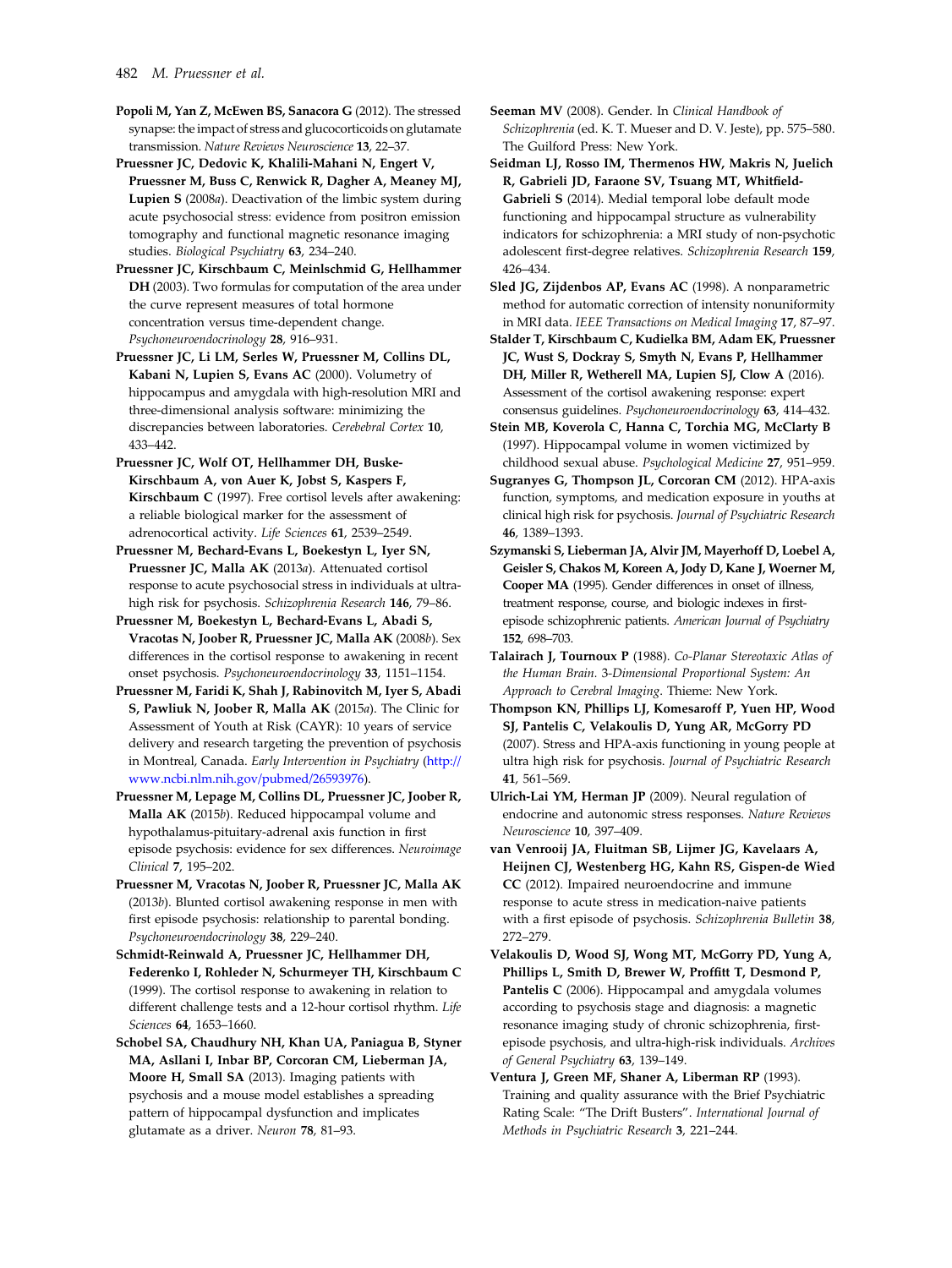**Popoli M, Yan Z, McEwen BS, Sanacora G** (2012). The stressed synapse: the impact of stress and glucocorticoids on glutamate transmission. *Nature Reviews Neuroscience* **13**, 22–37.

**Pruessner JC, Dedovic K, Khalili-Mahani N, Engert V, Pruessner M, Buss C, Renwick R, Dagher A, Meaney MJ, Lupien S** (2008*a*). Deactivation of the limbic system during acute psychosocial stress: evidence from positron emission tomography and functional magnetic resonance imaging studies. *Biological Psychiatry* **63**, 234–240.

**Pruessner JC, Kirschbaum C, Meinlschmid G, Hellhammer DH** (2003). Two formulas for computation of the area under the curve represent measures of total hormone concentration versus time-dependent change. *Psychoneuroendocrinology* **28**, 916–931.

**Pruessner JC, Li LM, Serles W, Pruessner M, Collins DL, Kabani N, Lupien S, Evans AC** (2000). Volumetry of hippocampus and amygdala with high-resolution MRI and three-dimensional analysis software: minimizing the discrepancies between laboratories. *Cerebral Cortex* **10**, 433–442.

**Pruessner JC, Wolf OT, Hellhammer DH, Buske-Kirschbaum A, von Auer K, Jobst S, Kaspers F, Kirschbaum C** (1997). Free cortisol levels after awakening: a reliable biological marker for the assessment of adrenocortical activity. *Life Sciences* **61**, 2539–2549.

**Pruessner M, Bechard-Evans L, Boekestyn L, Iyer SN, Pruessner JC, Malla AK** (2013*a*). Attenuated cortisol response to acute psychosocial stress in individuals at ultra-high risk for psychosis. *Schizophrenia Research* **146**, 79–86.

**Pruessner M, Boekestyn L, Bechard-Evans L, Abadi S, Vracotas N, Joober R, Pruessner JC, Malla AK** (2008*b*). Sex differences in the cortisol response to awakening in recent onset psychosis. *Psychoneuroendocrinology* **33**, 1151–1154.

**Pruessner M, Faridi K, Shah J, Rabinovitch M, Iyer S, Abadi S, Pawliuk N, Joober R, Malla AK** (2015*a*). The Clinic for Assessment of Youth at Risk (CAYR): 10 years of service delivery and research targeting the prevention of psychosis in Montreal, Canada. *Early Intervention in Psychiatry* (http://www.ncbi.nlm.nih.gov/pubmed/26593976).

**Pruessner M, Lepage M, Collins DL, Pruessner JC, Joober R, Malla AK** (2015*b*). Reduced hippocampal volume and hypothalamus-pituitary-adrenal axis function in first episode psychosis: evidence for sex differences. *Neuroimage Clinical* **7**, 195–202.

**Pruessner M, Vracotas N, Joober R, Pruessner JC, Malla AK** (2013*b*). Blunted cortisol awakening response in men with first episode psychosis: relationship to parental bonding. *Psychoneuroendocrinology* **38**, 229–240.

**Schmidt-Reinwald A, Pruessner JC, Hellhammer DH, Federenko I, Rohleder N, Schurmeyer TH, Kirschbaum C** (1999). The cortisol response to awakening in relation to different challenge tests and a 12-hour cortisol rhythm. *Life Sciences* **64**, 1653–1660.

**Schobel SA, Chaudhury NH, Khan UA, Paniagua B, Styner MA, Asllani I, Inbar BP, Corcoran CM, Lieberman JA, Moore H, Small SA** (2013). Imaging patients with psychosis and a mouse model establishes a spreading pattern of hippocampal dysfunction and implicates glutamate as a driver. *Neuron* **78**, 81–93.

**Seeman MV** (2008). Gender. In *Clinical Handbook of Schizophrenia* (ed. K. T. Mueser and D. V. Jeste), pp. 575–580. The Guilford Press: New York.

**Seidman LJ, Rosso IM, Thermenos HW, Makris N, Juelich R, Gabrieli JD, Faraone SV, Tsuang MT, Whitfield-Gabrieli S** (2014). Medial temporal lobe default mode functioning and hippocampal structure as vulnerability indicators for schizophrenia: a MRI study of non-psychotic adolescent first-degree relatives. *Schizophrenia Research* **159**, 426–434.

**Sled JG, Zijdenbos AP, Evans AC** (1998). A nonparametric method for automatic correction of intensity nonuniformity in MRI data. *IEEE Transactions on Medical Imaging* **17**, 87–97.

**Stalder T, Kirschbaum C, Kudielka BM, Adam EK, Pruessner JC, Wust S, Dockray S, Smyth N, Evans P, Hellhammer DH, Miller R, Wetherell MA, Lupien SJ, Clow A** (2016). Assessment of the cortisol awakening response: expert consensus guidelines. *Psychoneuroendocrinology* **63**, 414–432.

**Stein MB, Koverola C, Hanna C, Torchia MG, McClarty B** (1997). Hippocampal volume in women victimized by childhood sexual abuse. *Psychological Medicine* **27**, 951–959.

**Sugranyes G, Thompson JL, Corcoran CM** (2012). HPA-axis function, symptoms, and medication exposure in youths at clinical high risk for psychosis. *Journal of Psychiatric Research* **46**, 1389–1393.

**Szymanski S, Lieberman JA, Alvir JM, Mayerhoff D, Loebel A, Geisler S, Chakos M, Koreen A, Jody D, Kane J, Woerner M, Cooper MA** (1995). Gender differences in onset of illness, treatment response, course, and biologic indexes in first-episode schizophrenic patients. *American Journal of Psychiatry* **152**, 698–703.

**Talairach J, Tournoux P** (1988). *Co-Planar Stereotaxic Atlas of the Human Brain. 3-Dimensional Proportional System: An Approach to Cerebral Imaging*. Thieme: New York.

**Thompson KN, Phillips LJ, Komesaroff P, Yuen HP, Wood SJ, Pantelis C, Velakoulis D, Yung AR, McGorry PD** (2007). Stress and HPA-axis functioning in young people at ultra high risk for psychosis. *Journal of Psychiatric Research* **41**, 561–569.

**Ulrich-Lai YM, Herman JP** (2009). Neural regulation of endocrine and autonomic stress responses. *Nature Reviews Neuroscience* **10**, 397–409.

**van Venrooij JA, Fluitman SB, Lijmer JG, Kavelaars A, Heijnen CJ, Westenberg HG, Kahn RS, Gispen-de Wied CC** (2012). Impaired neuroendocrine and immune response to acute stress in medication-naive patients with a first episode of psychosis. *Schizophrenia Bulletin* **38**, 272–279.

**Velakoulis D, Wood SJ, Wong MT, McGorry PD, Yung A, Phillips L, Smith D, Brewer W, Proffitt T, Desmond P, Pantelis C** (2006). Hippocampal and amygdala volumes according to psychosis stage and diagnosis: a magnetic resonance imaging study of chronic schizophrenia, first-episode psychosis, and ultra-high-risk individuals. *Archives of General Psychiatry* **63**, 139–149.

**Ventura J, Green MF, Shaner A, Liberman RP** (1993). Training and quality assurance with the Brief Psychiatric Rating Scale: "The Drift Busters". *International Journal of Methods in Psychiatric Research* **3**, 221–244.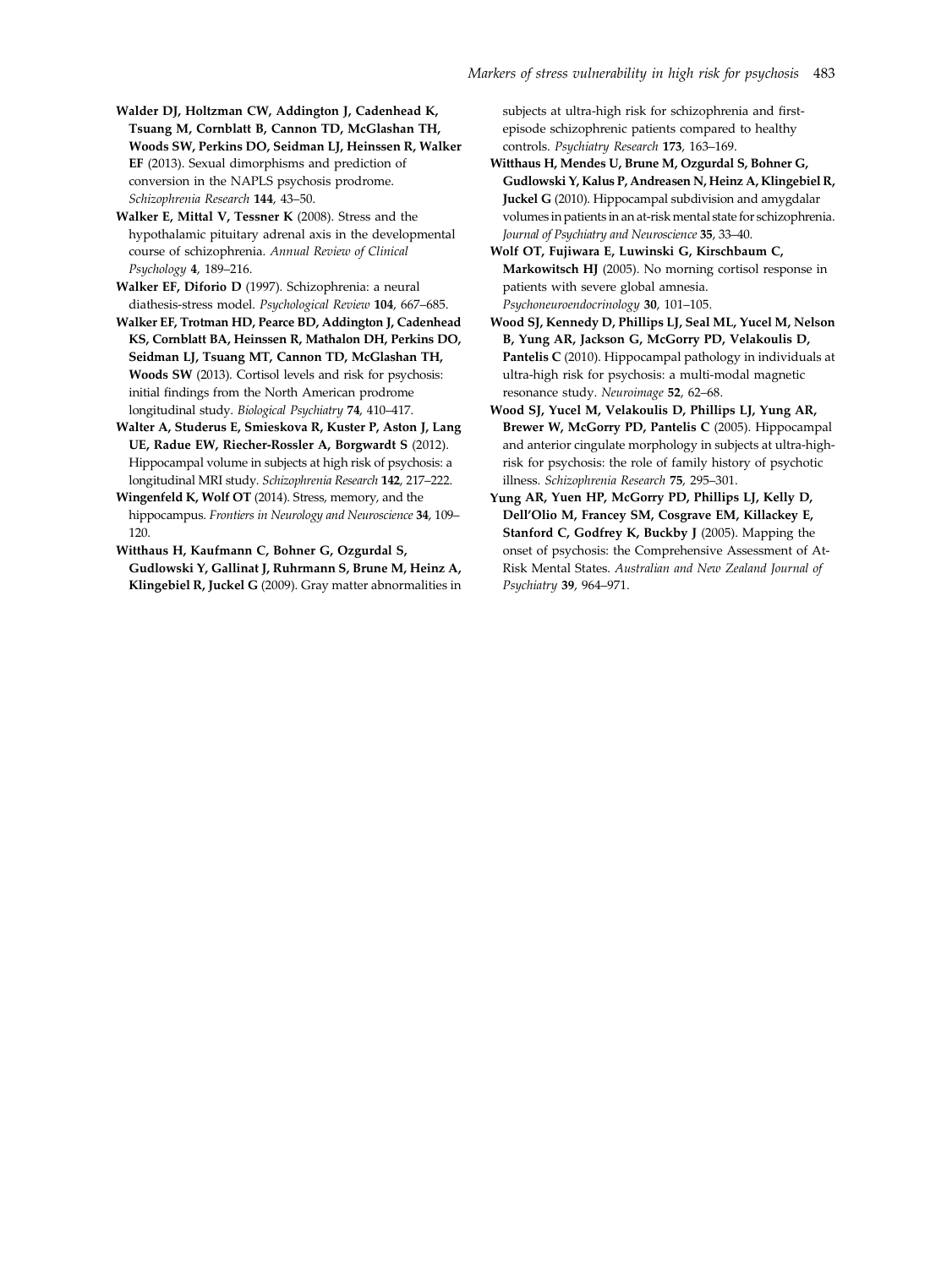**Walder DJ, Holtzman CW, Addington J, Cadenhead K, Tsuang M, Cornblatt B, Cannon TD, McGlashan TH, Woods SW, Perkins DO, Seidman LJ, Heinssen R, Walker EF** (2013). Sexual dimorphisms and prediction of conversion in the NAPLS psychosis prodrome. *Schizophrenia Research* **144**, 43–50.

**Walker E, Mittal V, Tessner K** (2008). Stress and the hypothalamic pituitary adrenal axis in the developmental course of schizophrenia. *Annual Review of Clinical Psychology* **4**, 189–216.

**Walker EF, Diforio D** (1997). Schizophrenia: a neural diathesis-stress model. *Psychological Review* **104**, 667–685.

**Walker EF, Trotman HD, Pearce BD, Addington J, Cadenhead KS, Cornblatt BA, Heinssen R, Mathalon DH, Perkins DO, Seidman LJ, Tsuang MT, Cannon TD, McGlashan TH, Woods SW** (2013). Cortisol levels and risk for psychosis: initial findings from the North American prodrome longitudinal study. *Biological Psychiatry* **74**, 410–417.

**Walter A, Studerus E, Smieskova R, Kuster P, Aston J, Lang UE, Radue EW, Riecher-Rossler A, Borgwardt S** (2012). Hippocampal volume in subjects at high risk of psychosis: a longitudinal MRI study. *Schizophrenia Research* **142**, 217–222.

**Wingenfeld K, Wolf OT** (2014). Stress, memory, and the hippocampus. *Frontiers in Neurology and Neuroscience* **34**, 109–120.

**Witthaus H, Kaufmann C, Bohner G, Ozgurdal S, Gudlowski Y, Gallinat J, Ruhrmann S, Brune M, Heinz A, Klingebiel R, Juckel G** (2009). Gray matter abnormalities in subjects at ultra-high risk for schizophrenia and first-episode schizophrenic patients compared to healthy controls. *Psychiatry Research* **173**, 163–169.

**Witthaus H, Mendes U, Brune M, Ozgurdal S, Bohner G, Gudlowski Y, Kalus P, Andreasen N, Heinz A, Klingebiel R, Juckel G** (2010). Hippocampal subdivision and amygdalar volumes in patients in an at-risk mental state for schizophrenia. *Journal of Psychiatry and Neuroscience* **35**, 33–40.

**Wolf OT, Fujiwara E, Luwinski G, Kirschbaum C, Markowitsch HJ** (2005). No morning cortisol response in patients with severe global amnesia. *Psychoneuroendocrinology* **30**, 101–105.

**Wood SJ, Kennedy D, Phillips LJ, Seal ML, Yucel M, Nelson B, Yung AR, Jackson G, McGorry PD, Velakoulis D, Pantelis C** (2010). Hippocampal pathology in individuals at ultra-high risk for psychosis: a multi-modal magnetic resonance study. *Neuroimage* **52**, 62–68.

**Wood SJ, Yucel M, Velakoulis D, Phillips LJ, Yung AR, Brewer W, McGorry PD, Pantelis C** (2005). Hippocampal and anterior cingulate morphology in subjects at ultra-high-risk for psychosis: the role of family history of psychotic illness. *Schizophrenia Research* **75**, 295–301.

**Yung AR, Yuen HP, McGorry PD, Phillips LJ, Kelly D, Dell'Olio M, Francey SM, Cosgrave EM, Killackey E, Stanford C, Godfrey K, Buckby J** (2005). Mapping the onset of psychosis: the Comprehensive Assessment of At-Risk Mental States. *Australian and New Zealand Journal of Psychiatry* **39**, 964–971.